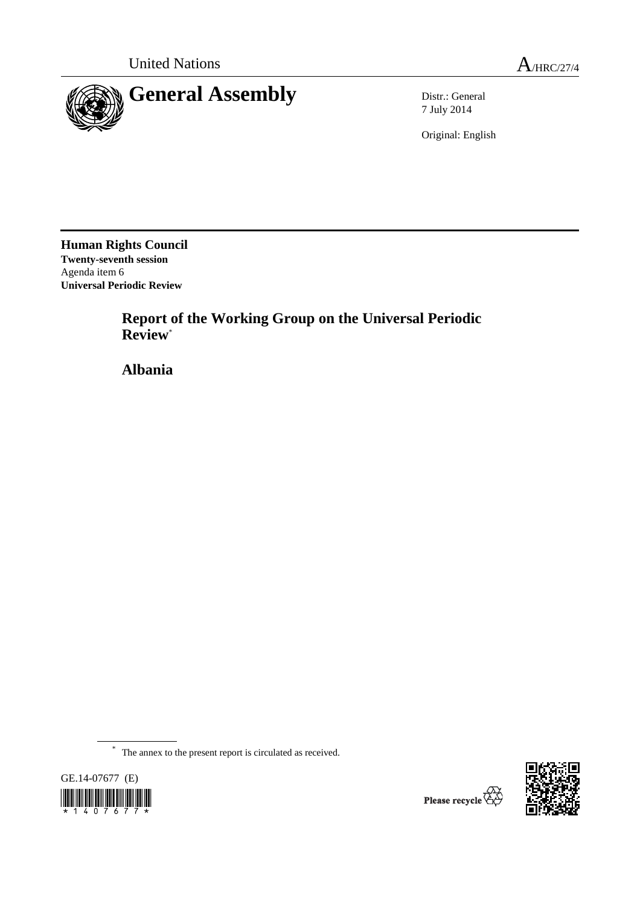United Nations A/HRC/27/4

# General Assembly

Distr.: General
7 July 2014

Original: English

**Human Rights Council**
**Twenty-seventh session**
Agenda item 6
**Universal Periodic Review**

## Report of the Working Group on the Universal Periodic Review*

## Albania

---

\* The annex to the present report is circulated as received.

GE.14-07677 (E)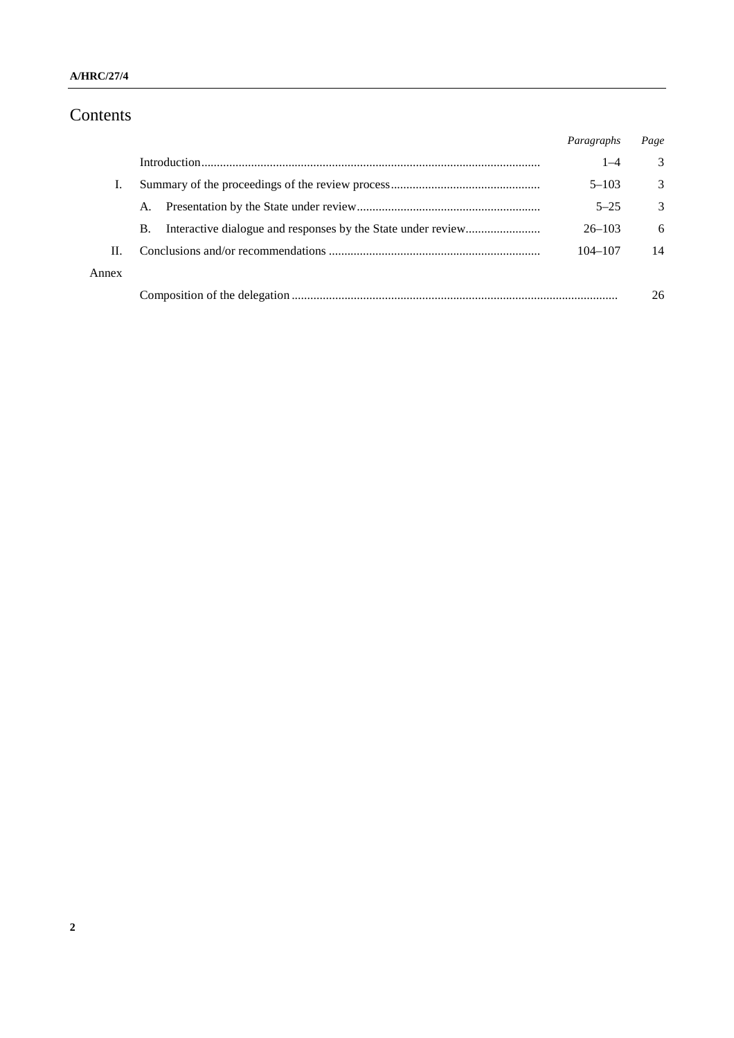# Contents

| | | *Paragraphs* | *Page* |
|---|---|---|---|
| | Introduction | 1–4 | 3 |
| I. | Summary of the proceedings of the review process | 5–103 | 3 |
| | A. Presentation by the State under review | 5–25 | 3 |
| | B. Interactive dialogue and responses by the State under review | 26–103 | 6 |
| II. | Conclusions and/or recommendations | 104–107 | 14 |
| Annex | | | |
| | Composition of the delegation | | 26 |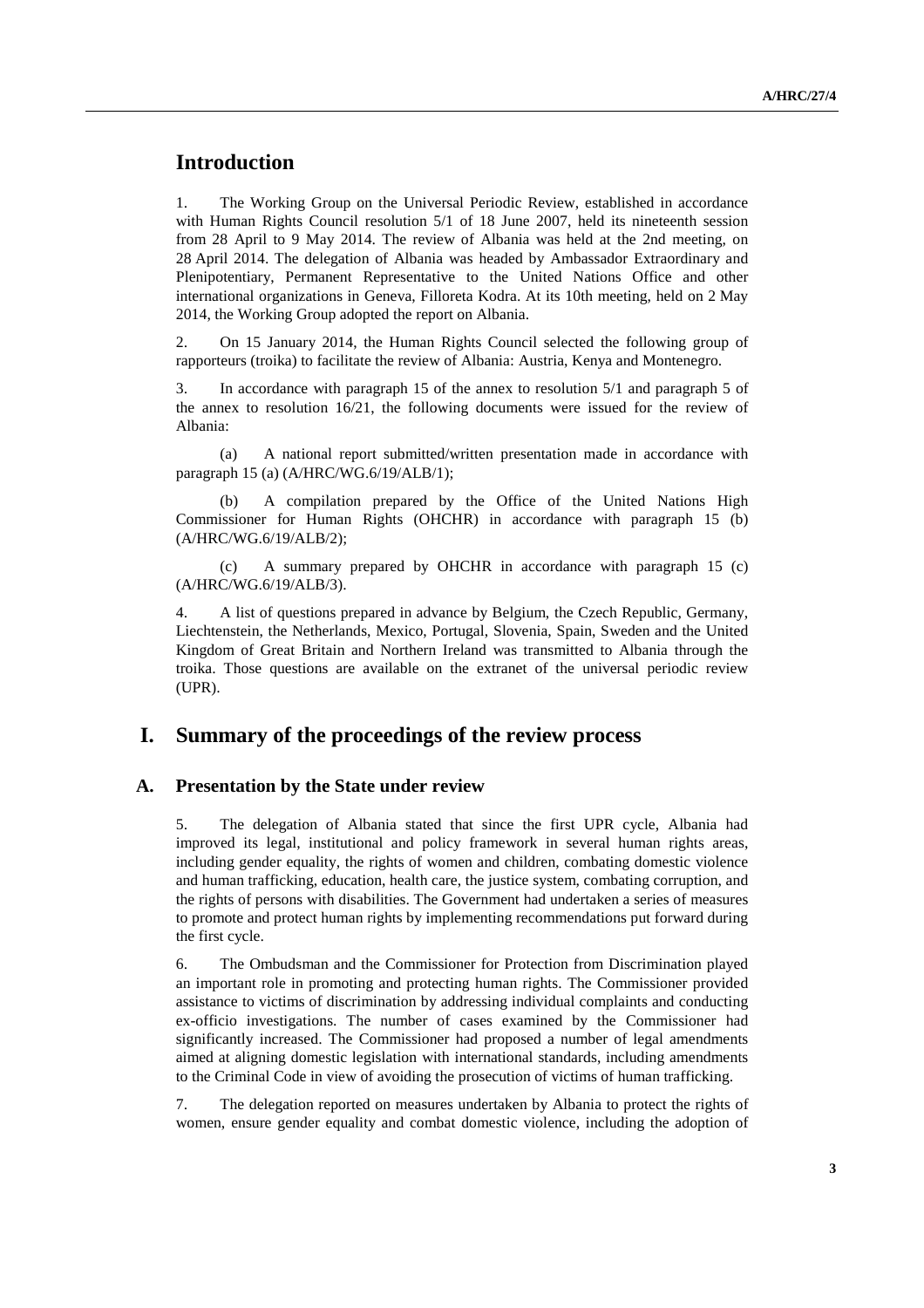# Introduction

1. The Working Group on the Universal Periodic Review, established in accordance with Human Rights Council resolution 5/1 of 18 June 2007, held its nineteenth session from 28 April to 9 May 2014. The review of Albania was held at the 2nd meeting, on 28 April 2014. The delegation of Albania was headed by Ambassador Extraordinary and Plenipotentiary, Permanent Representative to the United Nations Office and other international organizations in Geneva, Filloreta Kodra. At its 10th meeting, held on 2 May 2014, the Working Group adopted the report on Albania.

2. On 15 January 2014, the Human Rights Council selected the following group of rapporteurs (troika) to facilitate the review of Albania: Austria, Kenya and Montenegro.

3. In accordance with paragraph 15 of the annex to resolution 5/1 and paragraph 5 of the annex to resolution 16/21, the following documents were issued for the review of Albania:

(a) A national report submitted/written presentation made in accordance with paragraph 15 (a) (A/HRC/WG.6/19/ALB/1);

(b) A compilation prepared by the Office of the United Nations High Commissioner for Human Rights (OHCHR) in accordance with paragraph 15 (b) (A/HRC/WG.6/19/ALB/2);

(c) A summary prepared by OHCHR in accordance with paragraph 15 (c) (A/HRC/WG.6/19/ALB/3).

4. A list of questions prepared in advance by Belgium, the Czech Republic, Germany, Liechtenstein, the Netherlands, Mexico, Portugal, Slovenia, Spain, Sweden and the United Kingdom of Great Britain and Northern Ireland was transmitted to Albania through the troika. Those questions are available on the extranet of the universal periodic review (UPR).

# I. Summary of the proceedings of the review process

## A. Presentation by the State under review

5. The delegation of Albania stated that since the first UPR cycle, Albania had improved its legal, institutional and policy framework in several human rights areas, including gender equality, the rights of women and children, combating domestic violence and human trafficking, education, health care, the justice system, combating corruption, and the rights of persons with disabilities. The Government had undertaken a series of measures to promote and protect human rights by implementing recommendations put forward during the first cycle.

6. The Ombudsman and the Commissioner for Protection from Discrimination played an important role in promoting and protecting human rights. The Commissioner provided assistance to victims of discrimination by addressing individual complaints and conducting ex-officio investigations. The number of cases examined by the Commissioner had significantly increased. The Commissioner had proposed a number of legal amendments aimed at aligning domestic legislation with international standards, including amendments to the Criminal Code in view of avoiding the prosecution of victims of human trafficking.

7. The delegation reported on measures undertaken by Albania to protect the rights of women, ensure gender equality and combat domestic violence, including the adoption of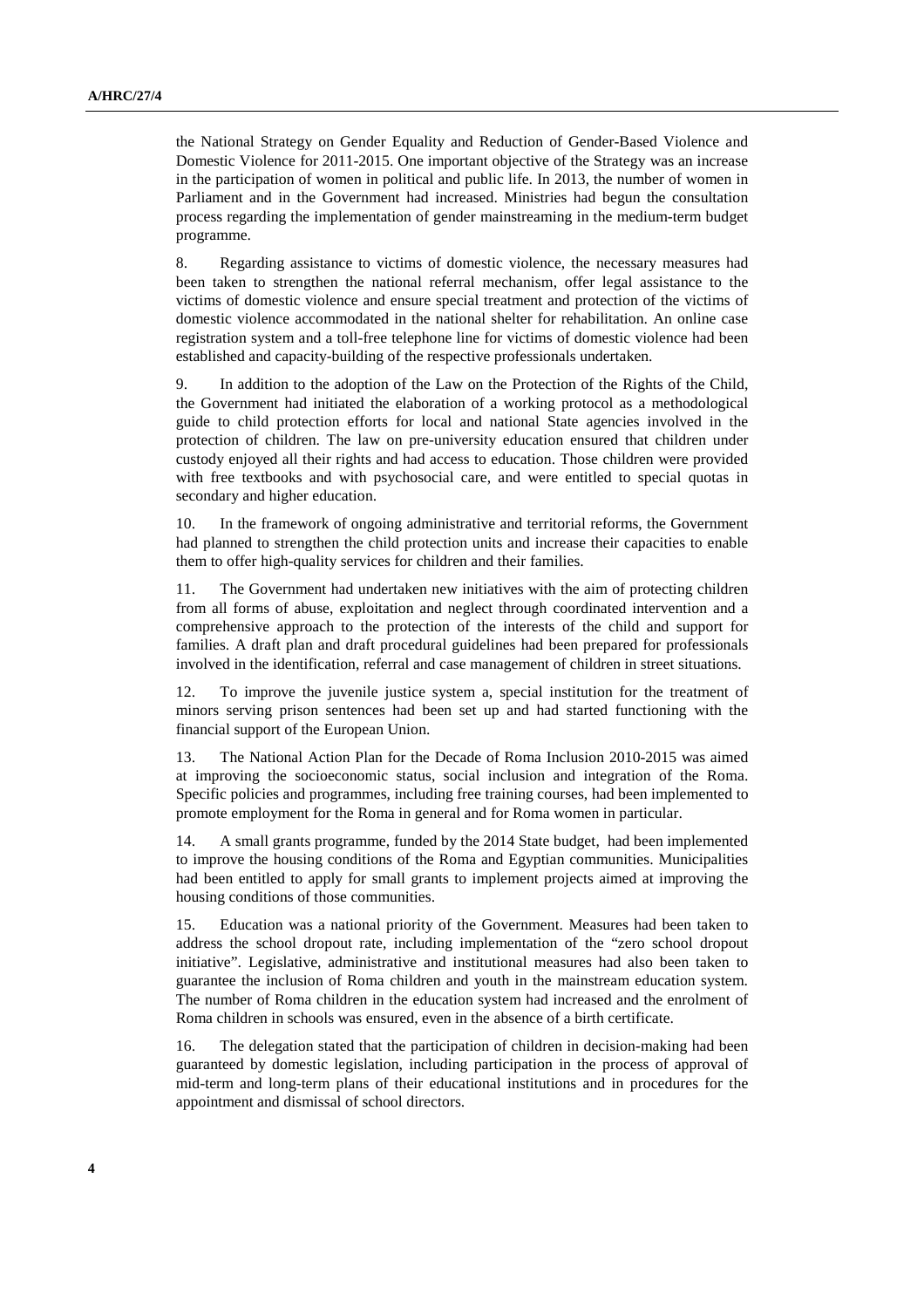the National Strategy on Gender Equality and Reduction of Gender-Based Violence and Domestic Violence for 2011-2015. One important objective of the Strategy was an increase in the participation of women in political and public life. In 2013, the number of women in Parliament and in the Government had increased. Ministries had begun the consultation process regarding the implementation of gender mainstreaming in the medium-term budget programme.

8. Regarding assistance to victims of domestic violence, the necessary measures had been taken to strengthen the national referral mechanism, offer legal assistance to the victims of domestic violence and ensure special treatment and protection of the victims of domestic violence accommodated in the national shelter for rehabilitation. An online case registration system and a toll-free telephone line for victims of domestic violence had been established and capacity-building of the respective professionals undertaken.

9. In addition to the adoption of the Law on the Protection of the Rights of the Child, the Government had initiated the elaboration of a working protocol as a methodological guide to child protection efforts for local and national State agencies involved in the protection of children. The law on pre-university education ensured that children under custody enjoyed all their rights and had access to education. Those children were provided with free textbooks and with psychosocial care, and were entitled to special quotas in secondary and higher education.

10. In the framework of ongoing administrative and territorial reforms, the Government had planned to strengthen the child protection units and increase their capacities to enable them to offer high-quality services for children and their families.

11. The Government had undertaken new initiatives with the aim of protecting children from all forms of abuse, exploitation and neglect through coordinated intervention and a comprehensive approach to the protection of the interests of the child and support for families. A draft plan and draft procedural guidelines had been prepared for professionals involved in the identification, referral and case management of children in street situations.

12. To improve the juvenile justice system a, special institution for the treatment of minors serving prison sentences had been set up and had started functioning with the financial support of the European Union.

13. The National Action Plan for the Decade of Roma Inclusion 2010-2015 was aimed at improving the socioeconomic status, social inclusion and integration of the Roma. Specific policies and programmes, including free training courses, had been implemented to promote employment for the Roma in general and for Roma women in particular.

14. A small grants programme, funded by the 2014 State budget, had been implemented to improve the housing conditions of the Roma and Egyptian communities. Municipalities had been entitled to apply for small grants to implement projects aimed at improving the housing conditions of those communities.

15. Education was a national priority of the Government. Measures had been taken to address the school dropout rate, including implementation of the "zero school dropout initiative". Legislative, administrative and institutional measures had also been taken to guarantee the inclusion of Roma children and youth in the mainstream education system. The number of Roma children in the education system had increased and the enrolment of Roma children in schools was ensured, even in the absence of a birth certificate.

16. The delegation stated that the participation of children in decision-making had been guaranteed by domestic legislation, including participation in the process of approval of mid-term and long-term plans of their educational institutions and in procedures for the appointment and dismissal of school directors.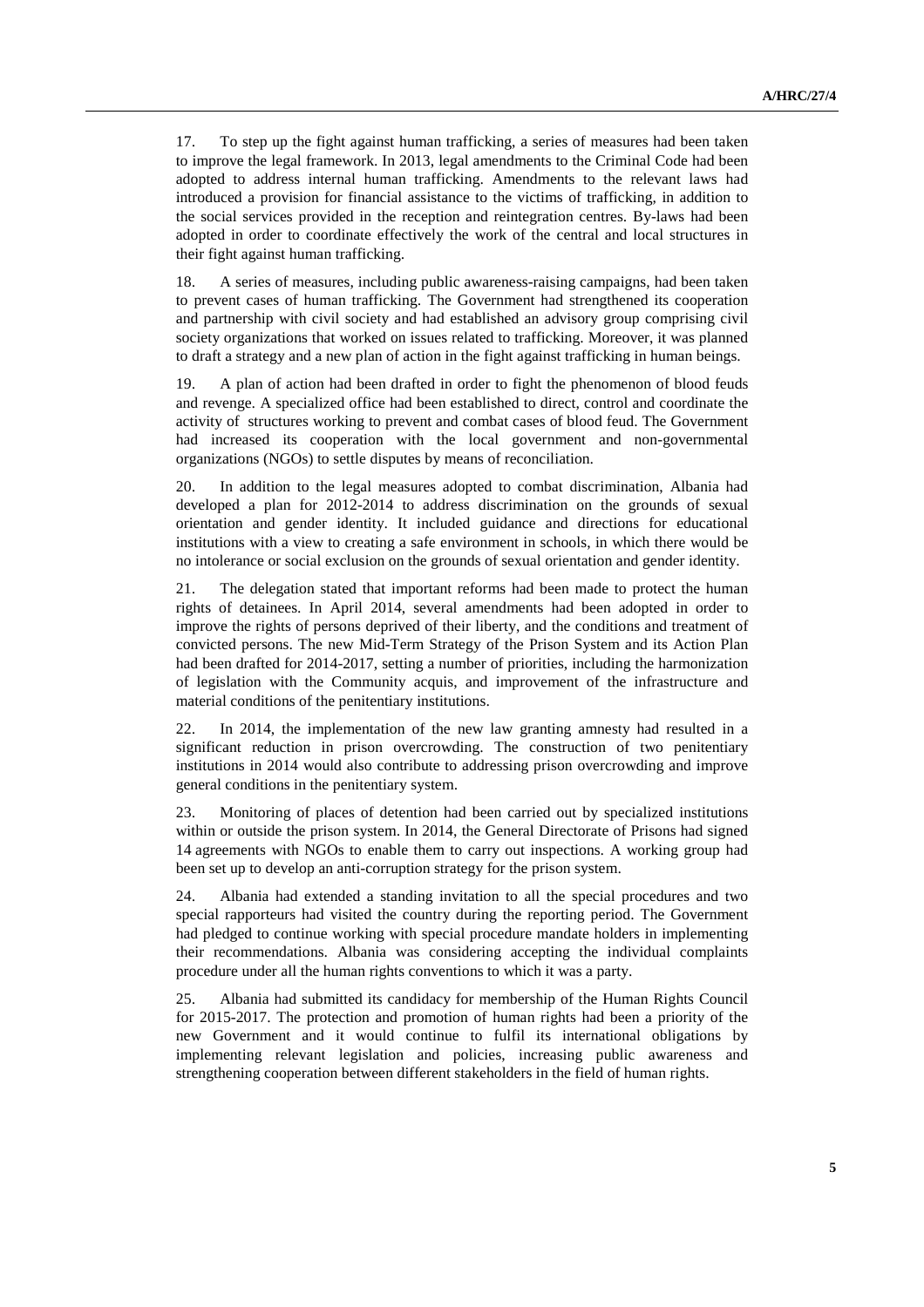17. To step up the fight against human trafficking, a series of measures had been taken to improve the legal framework. In 2013, legal amendments to the Criminal Code had been adopted to address internal human trafficking. Amendments to the relevant laws had introduced a provision for financial assistance to the victims of trafficking, in addition to the social services provided in the reception and reintegration centres. By-laws had been adopted in order to coordinate effectively the work of the central and local structures in their fight against human trafficking.

18. A series of measures, including public awareness-raising campaigns, had been taken to prevent cases of human trafficking. The Government had strengthened its cooperation and partnership with civil society and had established an advisory group comprising civil society organizations that worked on issues related to trafficking. Moreover, it was planned to draft a strategy and a new plan of action in the fight against trafficking in human beings.

19. A plan of action had been drafted in order to fight the phenomenon of blood feuds and revenge. A specialized office had been established to direct, control and coordinate the activity of structures working to prevent and combat cases of blood feud. The Government had increased its cooperation with the local government and non-governmental organizations (NGOs) to settle disputes by means of reconciliation.

20. In addition to the legal measures adopted to combat discrimination, Albania had developed a plan for 2012-2014 to address discrimination on the grounds of sexual orientation and gender identity. It included guidance and directions for educational institutions with a view to creating a safe environment in schools, in which there would be no intolerance or social exclusion on the grounds of sexual orientation and gender identity.

21. The delegation stated that important reforms had been made to protect the human rights of detainees. In April 2014, several amendments had been adopted in order to improve the rights of persons deprived of their liberty, and the conditions and treatment of convicted persons. The new Mid-Term Strategy of the Prison System and its Action Plan had been drafted for 2014-2017, setting a number of priorities, including the harmonization of legislation with the Community acquis, and improvement of the infrastructure and material conditions of the penitentiary institutions.

22. In 2014, the implementation of the new law granting amnesty had resulted in a significant reduction in prison overcrowding. The construction of two penitentiary institutions in 2014 would also contribute to addressing prison overcrowding and improve general conditions in the penitentiary system.

23. Monitoring of places of detention had been carried out by specialized institutions within or outside the prison system. In 2014, the General Directorate of Prisons had signed 14 agreements with NGOs to enable them to carry out inspections. A working group had been set up to develop an anti-corruption strategy for the prison system.

24. Albania had extended a standing invitation to all the special procedures and two special rapporteurs had visited the country during the reporting period. The Government had pledged to continue working with special procedure mandate holders in implementing their recommendations. Albania was considering accepting the individual complaints procedure under all the human rights conventions to which it was a party.

25. Albania had submitted its candidacy for membership of the Human Rights Council for 2015-2017. The protection and promotion of human rights had been a priority of the new Government and it would continue to fulfil its international obligations by implementing relevant legislation and policies, increasing public awareness and strengthening cooperation between different stakeholders in the field of human rights.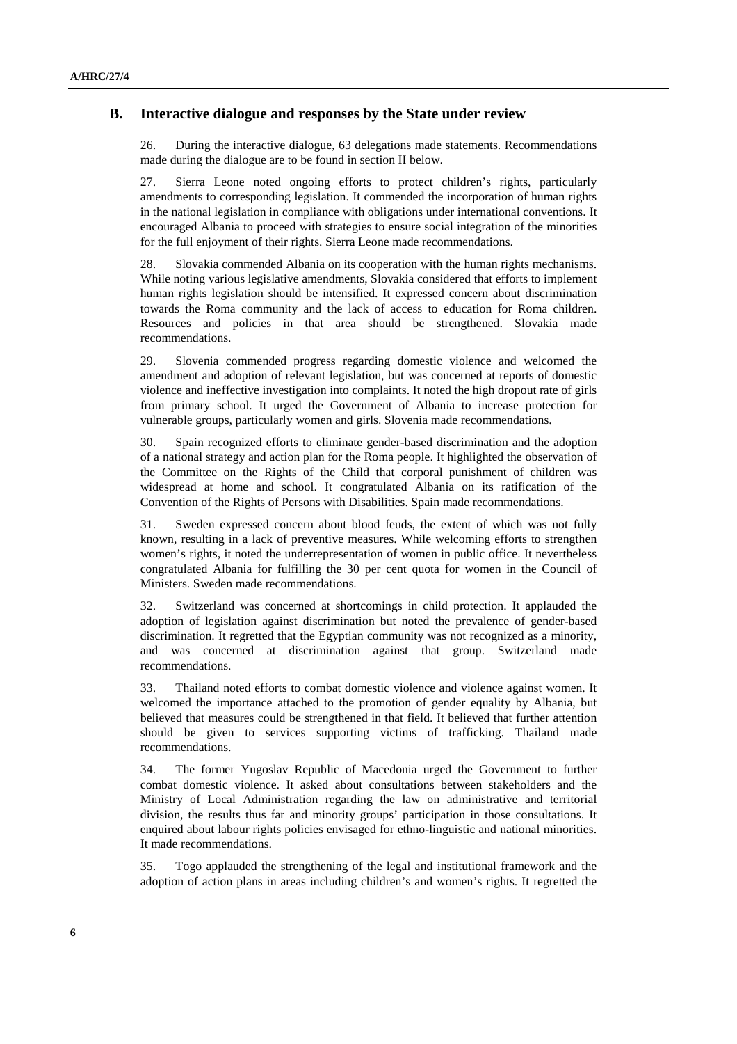## B. Interactive dialogue and responses by the State under review

26. During the interactive dialogue, 63 delegations made statements. Recommendations made during the dialogue are to be found in section II below.

27. Sierra Leone noted ongoing efforts to protect children's rights, particularly amendments to corresponding legislation. It commended the incorporation of human rights in the national legislation in compliance with obligations under international conventions. It encouraged Albania to proceed with strategies to ensure social integration of the minorities for the full enjoyment of their rights. Sierra Leone made recommendations.

28. Slovakia commended Albania on its cooperation with the human rights mechanisms. While noting various legislative amendments, Slovakia considered that efforts to implement human rights legislation should be intensified. It expressed concern about discrimination towards the Roma community and the lack of access to education for Roma children. Resources and policies in that area should be strengthened. Slovakia made recommendations.

29. Slovenia commended progress regarding domestic violence and welcomed the amendment and adoption of relevant legislation, but was concerned at reports of domestic violence and ineffective investigation into complaints. It noted the high dropout rate of girls from primary school. It urged the Government of Albania to increase protection for vulnerable groups, particularly women and girls. Slovenia made recommendations.

30. Spain recognized efforts to eliminate gender-based discrimination and the adoption of a national strategy and action plan for the Roma people. It highlighted the observation of the Committee on the Rights of the Child that corporal punishment of children was widespread at home and school. It congratulated Albania on its ratification of the Convention of the Rights of Persons with Disabilities. Spain made recommendations.

31. Sweden expressed concern about blood feuds, the extent of which was not fully known, resulting in a lack of preventive measures. While welcoming efforts to strengthen women's rights, it noted the underrepresentation of women in public office. It nevertheless congratulated Albania for fulfilling the 30 per cent quota for women in the Council of Ministers. Sweden made recommendations.

32. Switzerland was concerned at shortcomings in child protection. It applauded the adoption of legislation against discrimination but noted the prevalence of gender-based discrimination. It regretted that the Egyptian community was not recognized as a minority, and was concerned at discrimination against that group. Switzerland made recommendations.

33. Thailand noted efforts to combat domestic violence and violence against women. It welcomed the importance attached to the promotion of gender equality by Albania, but believed that measures could be strengthened in that field. It believed that further attention should be given to services supporting victims of trafficking. Thailand made recommendations.

34. The former Yugoslav Republic of Macedonia urged the Government to further combat domestic violence. It asked about consultations between stakeholders and the Ministry of Local Administration regarding the law on administrative and territorial division, the results thus far and minority groups' participation in those consultations. It enquired about labour rights policies envisaged for ethno-linguistic and national minorities. It made recommendations.

35. Togo applauded the strengthening of the legal and institutional framework and the adoption of action plans in areas including children's and women's rights. It regretted the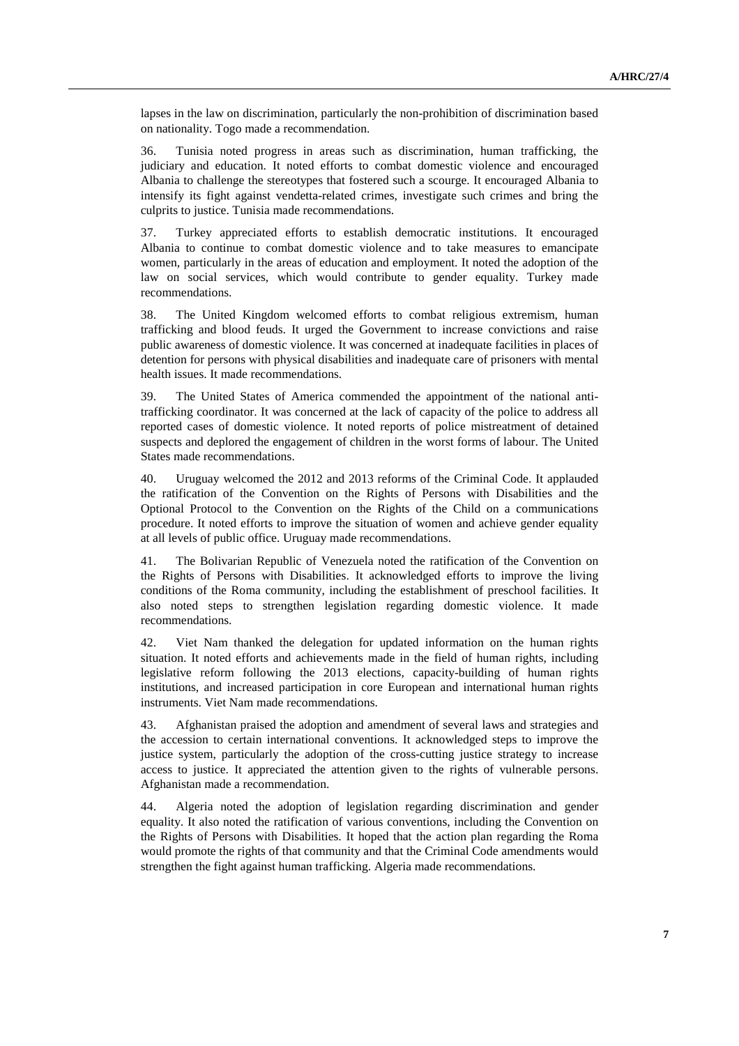lapses in the law on discrimination, particularly the non-prohibition of discrimination based on nationality. Togo made a recommendation.

36. Tunisia noted progress in areas such as discrimination, human trafficking, the judiciary and education. It noted efforts to combat domestic violence and encouraged Albania to challenge the stereotypes that fostered such a scourge. It encouraged Albania to intensify its fight against vendetta-related crimes, investigate such crimes and bring the culprits to justice. Tunisia made recommendations.

37. Turkey appreciated efforts to establish democratic institutions. It encouraged Albania to continue to combat domestic violence and to take measures to emancipate women, particularly in the areas of education and employment. It noted the adoption of the law on social services, which would contribute to gender equality. Turkey made recommendations.

38. The United Kingdom welcomed efforts to combat religious extremism, human trafficking and blood feuds. It urged the Government to increase convictions and raise public awareness of domestic violence. It was concerned at inadequate facilities in places of detention for persons with physical disabilities and inadequate care of prisoners with mental health issues. It made recommendations.

39. The United States of America commended the appointment of the national anti-trafficking coordinator. It was concerned at the lack of capacity of the police to address all reported cases of domestic violence. It noted reports of police mistreatment of detained suspects and deplored the engagement of children in the worst forms of labour. The United States made recommendations.

40. Uruguay welcomed the 2012 and 2013 reforms of the Criminal Code. It applauded the ratification of the Convention on the Rights of Persons with Disabilities and the Optional Protocol to the Convention on the Rights of the Child on a communications procedure. It noted efforts to improve the situation of women and achieve gender equality at all levels of public office. Uruguay made recommendations.

41. The Bolivarian Republic of Venezuela noted the ratification of the Convention on the Rights of Persons with Disabilities. It acknowledged efforts to improve the living conditions of the Roma community, including the establishment of preschool facilities. It also noted steps to strengthen legislation regarding domestic violence. It made recommendations.

42. Viet Nam thanked the delegation for updated information on the human rights situation. It noted efforts and achievements made in the field of human rights, including legislative reform following the 2013 elections, capacity-building of human rights institutions, and increased participation in core European and international human rights instruments. Viet Nam made recommendations.

43. Afghanistan praised the adoption and amendment of several laws and strategies and the accession to certain international conventions. It acknowledged steps to improve the justice system, particularly the adoption of the cross-cutting justice strategy to increase access to justice. It appreciated the attention given to the rights of vulnerable persons. Afghanistan made a recommendation.

44. Algeria noted the adoption of legislation regarding discrimination and gender equality. It also noted the ratification of various conventions, including the Convention on the Rights of Persons with Disabilities. It hoped that the action plan regarding the Roma would promote the rights of that community and that the Criminal Code amendments would strengthen the fight against human trafficking. Algeria made recommendations.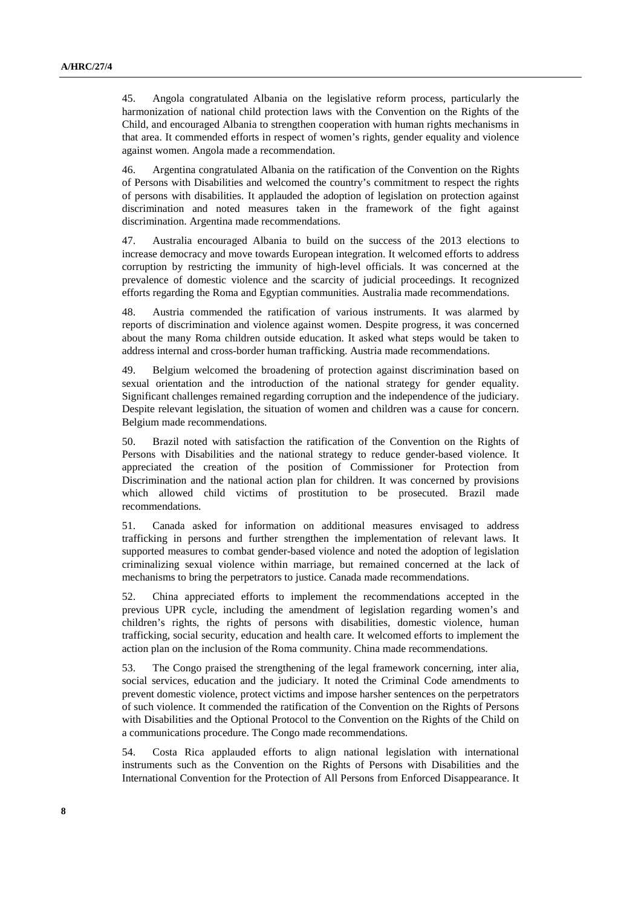45. Angola congratulated Albania on the legislative reform process, particularly the harmonization of national child protection laws with the Convention on the Rights of the Child, and encouraged Albania to strengthen cooperation with human rights mechanisms in that area. It commended efforts in respect of women's rights, gender equality and violence against women. Angola made a recommendation.

46. Argentina congratulated Albania on the ratification of the Convention on the Rights of Persons with Disabilities and welcomed the country's commitment to respect the rights of persons with disabilities. It applauded the adoption of legislation on protection against discrimination and noted measures taken in the framework of the fight against discrimination. Argentina made recommendations.

47. Australia encouraged Albania to build on the success of the 2013 elections to increase democracy and move towards European integration. It welcomed efforts to address corruption by restricting the immunity of high-level officials. It was concerned at the prevalence of domestic violence and the scarcity of judicial proceedings. It recognized efforts regarding the Roma and Egyptian communities. Australia made recommendations.

48. Austria commended the ratification of various instruments. It was alarmed by reports of discrimination and violence against women. Despite progress, it was concerned about the many Roma children outside education. It asked what steps would be taken to address internal and cross-border human trafficking. Austria made recommendations.

49. Belgium welcomed the broadening of protection against discrimination based on sexual orientation and the introduction of the national strategy for gender equality. Significant challenges remained regarding corruption and the independence of the judiciary. Despite relevant legislation, the situation of women and children was a cause for concern. Belgium made recommendations.

50. Brazil noted with satisfaction the ratification of the Convention on the Rights of Persons with Disabilities and the national strategy to reduce gender-based violence. It appreciated the creation of the position of Commissioner for Protection from Discrimination and the national action plan for children. It was concerned by provisions which allowed child victims of prostitution to be prosecuted. Brazil made recommendations.

51. Canada asked for information on additional measures envisaged to address trafficking in persons and further strengthen the implementation of relevant laws. It supported measures to combat gender-based violence and noted the adoption of legislation criminalizing sexual violence within marriage, but remained concerned at the lack of mechanisms to bring the perpetrators to justice. Canada made recommendations.

52. China appreciated efforts to implement the recommendations accepted in the previous UPR cycle, including the amendment of legislation regarding women's and children's rights, the rights of persons with disabilities, domestic violence, human trafficking, social security, education and health care. It welcomed efforts to implement the action plan on the inclusion of the Roma community. China made recommendations.

53. The Congo praised the strengthening of the legal framework concerning, inter alia, social services, education and the judiciary. It noted the Criminal Code amendments to prevent domestic violence, protect victims and impose harsher sentences on the perpetrators of such violence. It commended the ratification of the Convention on the Rights of Persons with Disabilities and the Optional Protocol to the Convention on the Rights of the Child on a communications procedure. The Congo made recommendations.

54. Costa Rica applauded efforts to align national legislation with international instruments such as the Convention on the Rights of Persons with Disabilities and the International Convention for the Protection of All Persons from Enforced Disappearance. It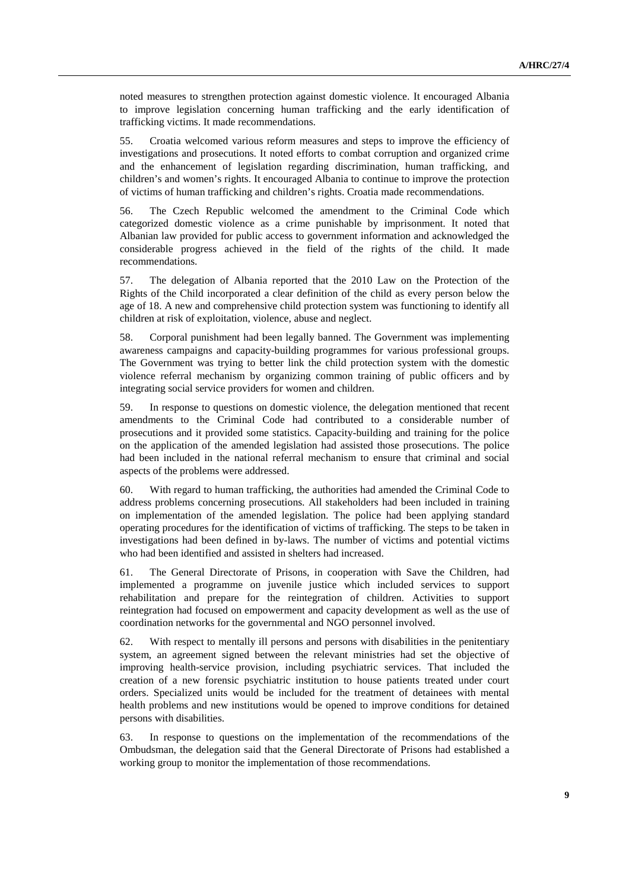noted measures to strengthen protection against domestic violence. It encouraged Albania to improve legislation concerning human trafficking and the early identification of trafficking victims. It made recommendations.

55. Croatia welcomed various reform measures and steps to improve the efficiency of investigations and prosecutions. It noted efforts to combat corruption and organized crime and the enhancement of legislation regarding discrimination, human trafficking, and children's and women's rights. It encouraged Albania to continue to improve the protection of victims of human trafficking and children's rights. Croatia made recommendations.

56. The Czech Republic welcomed the amendment to the Criminal Code which categorized domestic violence as a crime punishable by imprisonment. It noted that Albanian law provided for public access to government information and acknowledged the considerable progress achieved in the field of the rights of the child. It made recommendations.

57. The delegation of Albania reported that the 2010 Law on the Protection of the Rights of the Child incorporated a clear definition of the child as every person below the age of 18. A new and comprehensive child protection system was functioning to identify all children at risk of exploitation, violence, abuse and neglect.

58. Corporal punishment had been legally banned. The Government was implementing awareness campaigns and capacity-building programmes for various professional groups. The Government was trying to better link the child protection system with the domestic violence referral mechanism by organizing common training of public officers and by integrating social service providers for women and children.

59. In response to questions on domestic violence, the delegation mentioned that recent amendments to the Criminal Code had contributed to a considerable number of prosecutions and it provided some statistics. Capacity-building and training for the police on the application of the amended legislation had assisted those prosecutions. The police had been included in the national referral mechanism to ensure that criminal and social aspects of the problems were addressed.

60. With regard to human trafficking, the authorities had amended the Criminal Code to address problems concerning prosecutions. All stakeholders had been included in training on implementation of the amended legislation. The police had been applying standard operating procedures for the identification of victims of trafficking. The steps to be taken in investigations had been defined in by-laws. The number of victims and potential victims who had been identified and assisted in shelters had increased.

61. The General Directorate of Prisons, in cooperation with Save the Children, had implemented a programme on juvenile justice which included services to support rehabilitation and prepare for the reintegration of children. Activities to support reintegration had focused on empowerment and capacity development as well as the use of coordination networks for the governmental and NGO personnel involved.

62. With respect to mentally ill persons and persons with disabilities in the penitentiary system, an agreement signed between the relevant ministries had set the objective of improving health-service provision, including psychiatric services. That included the creation of a new forensic psychiatric institution to house patients treated under court orders. Specialized units would be included for the treatment of detainees with mental health problems and new institutions would be opened to improve conditions for detained persons with disabilities.

63. In response to questions on the implementation of the recommendations of the Ombudsman, the delegation said that the General Directorate of Prisons had established a working group to monitor the implementation of those recommendations.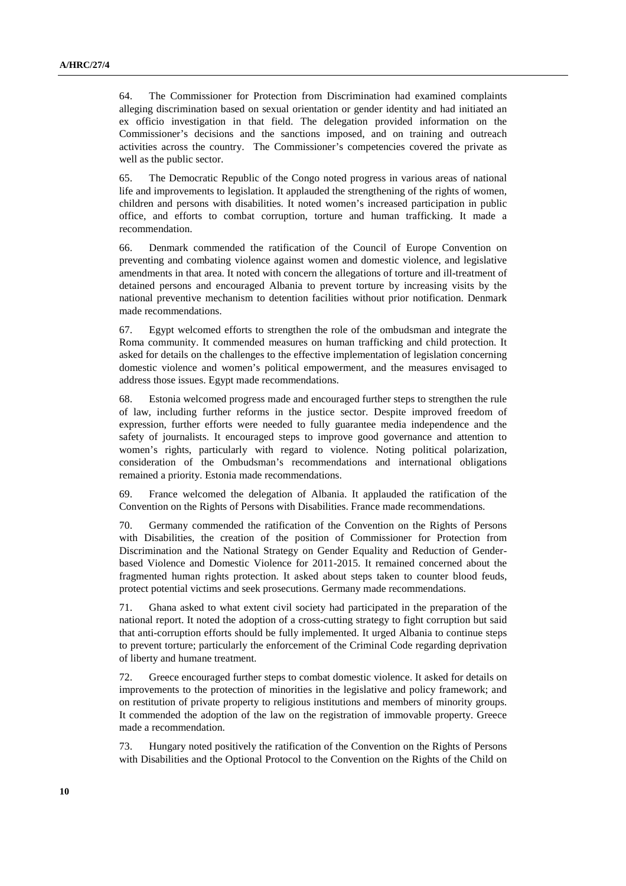64. The Commissioner for Protection from Discrimination had examined complaints alleging discrimination based on sexual orientation or gender identity and had initiated an ex officio investigation in that field. The delegation provided information on the Commissioner's decisions and the sanctions imposed, and on training and outreach activities across the country. The Commissioner's competencies covered the private as well as the public sector.

65. The Democratic Republic of the Congo noted progress in various areas of national life and improvements to legislation. It applauded the strengthening of the rights of women, children and persons with disabilities. It noted women's increased participation in public office, and efforts to combat corruption, torture and human trafficking. It made a recommendation.

66. Denmark commended the ratification of the Council of Europe Convention on preventing and combating violence against women and domestic violence, and legislative amendments in that area. It noted with concern the allegations of torture and ill-treatment of detained persons and encouraged Albania to prevent torture by increasing visits by the national preventive mechanism to detention facilities without prior notification. Denmark made recommendations.

67. Egypt welcomed efforts to strengthen the role of the ombudsman and integrate the Roma community. It commended measures on human trafficking and child protection. It asked for details on the challenges to the effective implementation of legislation concerning domestic violence and women's political empowerment, and the measures envisaged to address those issues. Egypt made recommendations.

68. Estonia welcomed progress made and encouraged further steps to strengthen the rule of law, including further reforms in the justice sector. Despite improved freedom of expression, further efforts were needed to fully guarantee media independence and the safety of journalists. It encouraged steps to improve good governance and attention to women's rights, particularly with regard to violence. Noting political polarization, consideration of the Ombudsman's recommendations and international obligations remained a priority. Estonia made recommendations.

69. France welcomed the delegation of Albania. It applauded the ratification of the Convention on the Rights of Persons with Disabilities. France made recommendations.

70. Germany commended the ratification of the Convention on the Rights of Persons with Disabilities, the creation of the position of Commissioner for Protection from Discrimination and the National Strategy on Gender Equality and Reduction of Gender-based Violence and Domestic Violence for 2011-2015. It remained concerned about the fragmented human rights protection. It asked about steps taken to counter blood feuds, protect potential victims and seek prosecutions. Germany made recommendations.

71. Ghana asked to what extent civil society had participated in the preparation of the national report. It noted the adoption of a cross-cutting strategy to fight corruption but said that anti-corruption efforts should be fully implemented. It urged Albania to continue steps to prevent torture; particularly the enforcement of the Criminal Code regarding deprivation of liberty and humane treatment.

72. Greece encouraged further steps to combat domestic violence. It asked for details on improvements to the protection of minorities in the legislative and policy framework; and on restitution of private property to religious institutions and members of minority groups. It commended the adoption of the law on the registration of immovable property. Greece made a recommendation.

73. Hungary noted positively the ratification of the Convention on the Rights of Persons with Disabilities and the Optional Protocol to the Convention on the Rights of the Child on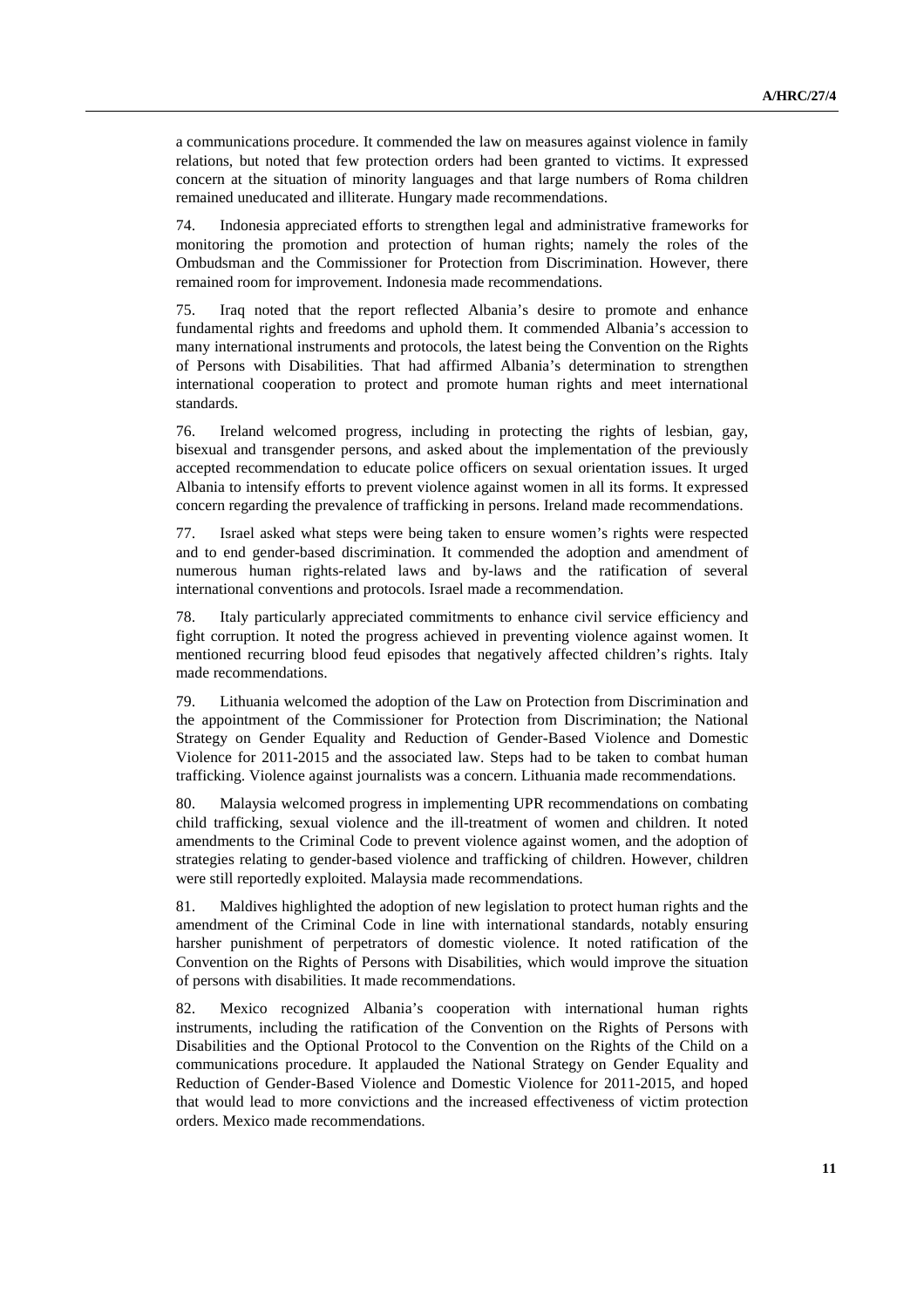a communications procedure. It commended the law on measures against violence in family relations, but noted that few protection orders had been granted to victims. It expressed concern at the situation of minority languages and that large numbers of Roma children remained uneducated and illiterate. Hungary made recommendations.

74. Indonesia appreciated efforts to strengthen legal and administrative frameworks for monitoring the promotion and protection of human rights; namely the roles of the Ombudsman and the Commissioner for Protection from Discrimination. However, there remained room for improvement. Indonesia made recommendations.

75. Iraq noted that the report reflected Albania's desire to promote and enhance fundamental rights and freedoms and uphold them. It commended Albania's accession to many international instruments and protocols, the latest being the Convention on the Rights of Persons with Disabilities. That had affirmed Albania's determination to strengthen international cooperation to protect and promote human rights and meet international standards.

76. Ireland welcomed progress, including in protecting the rights of lesbian, gay, bisexual and transgender persons, and asked about the implementation of the previously accepted recommendation to educate police officers on sexual orientation issues. It urged Albania to intensify efforts to prevent violence against women in all its forms. It expressed concern regarding the prevalence of trafficking in persons. Ireland made recommendations.

77. Israel asked what steps were being taken to ensure women's rights were respected and to end gender-based discrimination. It commended the adoption and amendment of numerous human rights-related laws and by-laws and the ratification of several international conventions and protocols. Israel made a recommendation.

78. Italy particularly appreciated commitments to enhance civil service efficiency and fight corruption. It noted the progress achieved in preventing violence against women. It mentioned recurring blood feud episodes that negatively affected children's rights. Italy made recommendations.

79. Lithuania welcomed the adoption of the Law on Protection from Discrimination and the appointment of the Commissioner for Protection from Discrimination; the National Strategy on Gender Equality and Reduction of Gender-Based Violence and Domestic Violence for 2011-2015 and the associated law. Steps had to be taken to combat human trafficking. Violence against journalists was a concern. Lithuania made recommendations.

80. Malaysia welcomed progress in implementing UPR recommendations on combating child trafficking, sexual violence and the ill-treatment of women and children. It noted amendments to the Criminal Code to prevent violence against women, and the adoption of strategies relating to gender-based violence and trafficking of children. However, children were still reportedly exploited. Malaysia made recommendations.

81. Maldives highlighted the adoption of new legislation to protect human rights and the amendment of the Criminal Code in line with international standards, notably ensuring harsher punishment of perpetrators of domestic violence. It noted ratification of the Convention on the Rights of Persons with Disabilities, which would improve the situation of persons with disabilities. It made recommendations.

82. Mexico recognized Albania's cooperation with international human rights instruments, including the ratification of the Convention on the Rights of Persons with Disabilities and the Optional Protocol to the Convention on the Rights of the Child on a communications procedure. It applauded the National Strategy on Gender Equality and Reduction of Gender-Based Violence and Domestic Violence for 2011-2015, and hoped that would lead to more convictions and the increased effectiveness of victim protection orders. Mexico made recommendations.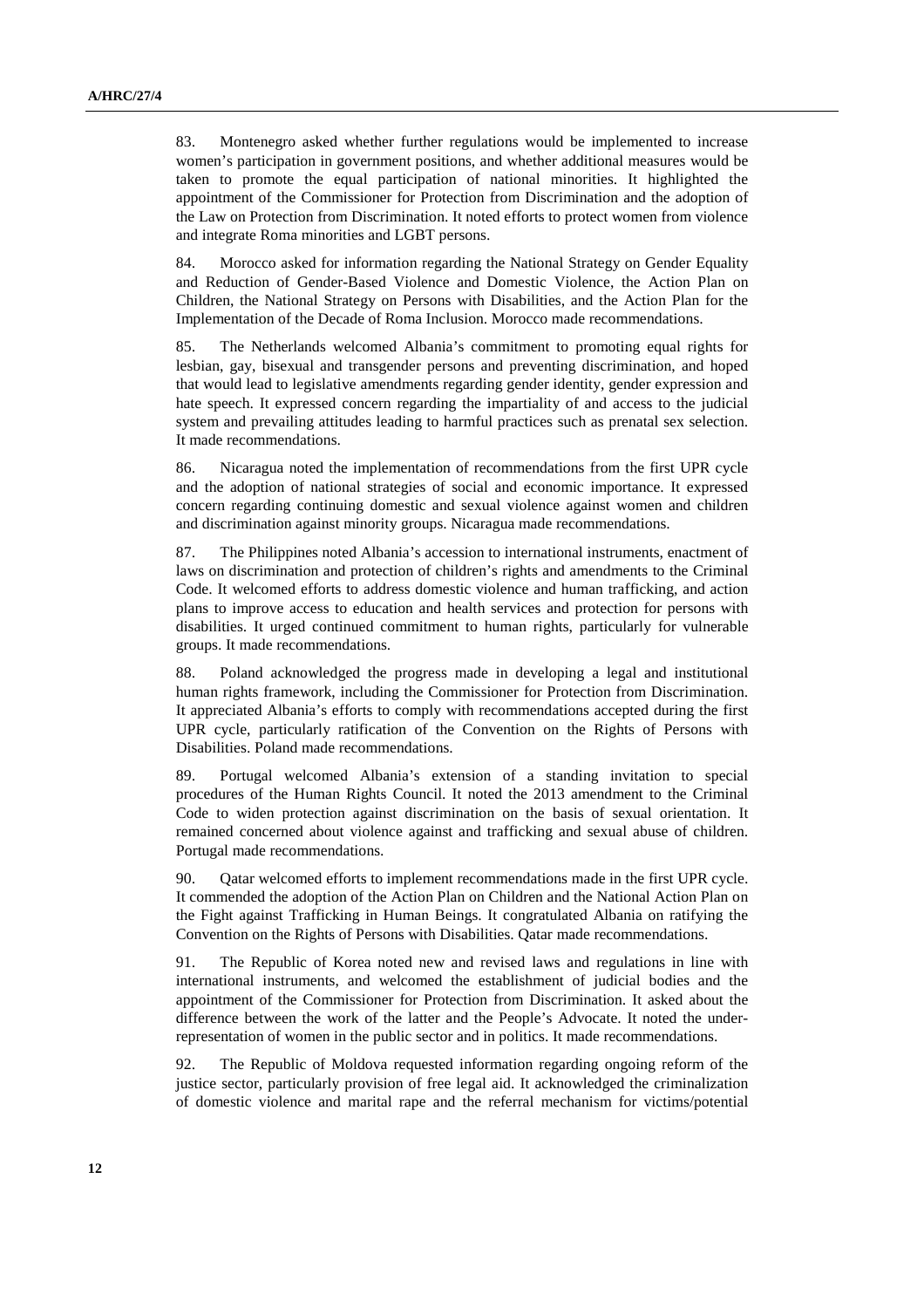83. Montenegro asked whether further regulations would be implemented to increase women's participation in government positions, and whether additional measures would be taken to promote the equal participation of national minorities. It highlighted the appointment of the Commissioner for Protection from Discrimination and the adoption of the Law on Protection from Discrimination. It noted efforts to protect women from violence and integrate Roma minorities and LGBT persons.

84. Morocco asked for information regarding the National Strategy on Gender Equality and Reduction of Gender-Based Violence and Domestic Violence, the Action Plan on Children, the National Strategy on Persons with Disabilities, and the Action Plan for the Implementation of the Decade of Roma Inclusion. Morocco made recommendations.

85. The Netherlands welcomed Albania's commitment to promoting equal rights for lesbian, gay, bisexual and transgender persons and preventing discrimination, and hoped that would lead to legislative amendments regarding gender identity, gender expression and hate speech. It expressed concern regarding the impartiality of and access to the judicial system and prevailing attitudes leading to harmful practices such as prenatal sex selection. It made recommendations.

86. Nicaragua noted the implementation of recommendations from the first UPR cycle and the adoption of national strategies of social and economic importance. It expressed concern regarding continuing domestic and sexual violence against women and children and discrimination against minority groups. Nicaragua made recommendations.

87. The Philippines noted Albania's accession to international instruments, enactment of laws on discrimination and protection of children's rights and amendments to the Criminal Code. It welcomed efforts to address domestic violence and human trafficking, and action plans to improve access to education and health services and protection for persons with disabilities. It urged continued commitment to human rights, particularly for vulnerable groups. It made recommendations.

88. Poland acknowledged the progress made in developing a legal and institutional human rights framework, including the Commissioner for Protection from Discrimination. It appreciated Albania's efforts to comply with recommendations accepted during the first UPR cycle, particularly ratification of the Convention on the Rights of Persons with Disabilities. Poland made recommendations.

89. Portugal welcomed Albania's extension of a standing invitation to special procedures of the Human Rights Council. It noted the 2013 amendment to the Criminal Code to widen protection against discrimination on the basis of sexual orientation. It remained concerned about violence against and trafficking and sexual abuse of children. Portugal made recommendations.

90. Qatar welcomed efforts to implement recommendations made in the first UPR cycle. It commended the adoption of the Action Plan on Children and the National Action Plan on the Fight against Trafficking in Human Beings. It congratulated Albania on ratifying the Convention on the Rights of Persons with Disabilities. Qatar made recommendations.

91. The Republic of Korea noted new and revised laws and regulations in line with international instruments, and welcomed the establishment of judicial bodies and the appointment of the Commissioner for Protection from Discrimination. It asked about the difference between the work of the latter and the People's Advocate. It noted the under-representation of women in the public sector and in politics. It made recommendations.

92. The Republic of Moldova requested information regarding ongoing reform of the justice sector, particularly provision of free legal aid. It acknowledged the criminalization of domestic violence and marital rape and the referral mechanism for victims/potential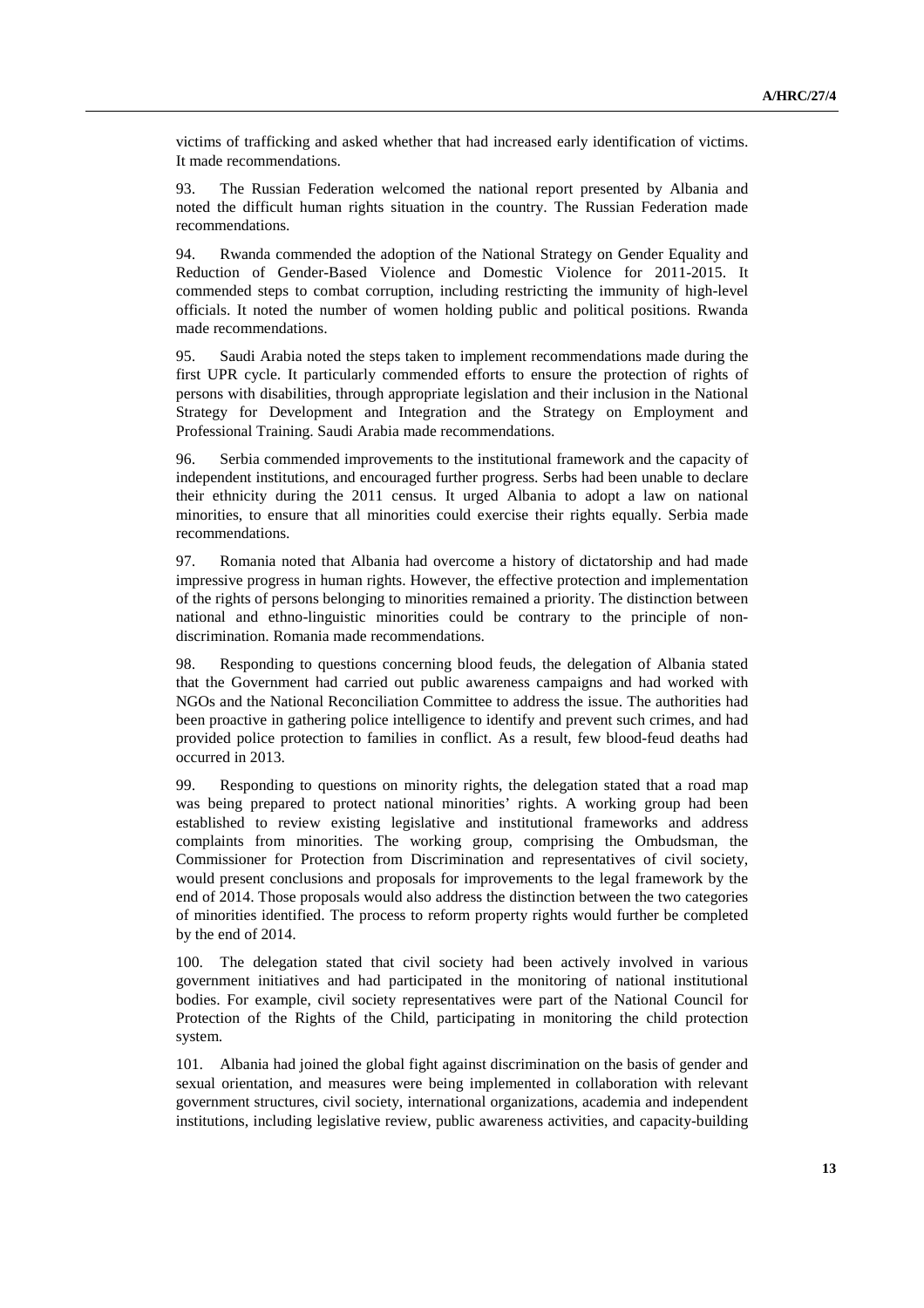victims of trafficking and asked whether that had increased early identification of victims. It made recommendations.

93. The Russian Federation welcomed the national report presented by Albania and noted the difficult human rights situation in the country. The Russian Federation made recommendations.

94. Rwanda commended the adoption of the National Strategy on Gender Equality and Reduction of Gender-Based Violence and Domestic Violence for 2011-2015. It commended steps to combat corruption, including restricting the immunity of high-level officials. It noted the number of women holding public and political positions. Rwanda made recommendations.

95. Saudi Arabia noted the steps taken to implement recommendations made during the first UPR cycle. It particularly commended efforts to ensure the protection of rights of persons with disabilities, through appropriate legislation and their inclusion in the National Strategy for Development and Integration and the Strategy on Employment and Professional Training. Saudi Arabia made recommendations.

96. Serbia commended improvements to the institutional framework and the capacity of independent institutions, and encouraged further progress. Serbs had been unable to declare their ethnicity during the 2011 census. It urged Albania to adopt a law on national minorities, to ensure that all minorities could exercise their rights equally. Serbia made recommendations.

97. Romania noted that Albania had overcome a history of dictatorship and had made impressive progress in human rights. However, the effective protection and implementation of the rights of persons belonging to minorities remained a priority. The distinction between national and ethno-linguistic minorities could be contrary to the principle of non-discrimination. Romania made recommendations.

98. Responding to questions concerning blood feuds, the delegation of Albania stated that the Government had carried out public awareness campaigns and had worked with NGOs and the National Reconciliation Committee to address the issue. The authorities had been proactive in gathering police intelligence to identify and prevent such crimes, and had provided police protection to families in conflict. As a result, few blood-feud deaths had occurred in 2013.

99. Responding to questions on minority rights, the delegation stated that a road map was being prepared to protect national minorities' rights. A working group had been established to review existing legislative and institutional frameworks and address complaints from minorities. The working group, comprising the Ombudsman, the Commissioner for Protection from Discrimination and representatives of civil society, would present conclusions and proposals for improvements to the legal framework by the end of 2014. Those proposals would also address the distinction between the two categories of minorities identified. The process to reform property rights would further be completed by the end of 2014.

100. The delegation stated that civil society had been actively involved in various government initiatives and had participated in the monitoring of national institutional bodies. For example, civil society representatives were part of the National Council for Protection of the Rights of the Child, participating in monitoring the child protection system.

101. Albania had joined the global fight against discrimination on the basis of gender and sexual orientation, and measures were being implemented in collaboration with relevant government structures, civil society, international organizations, academia and independent institutions, including legislative review, public awareness activities, and capacity-building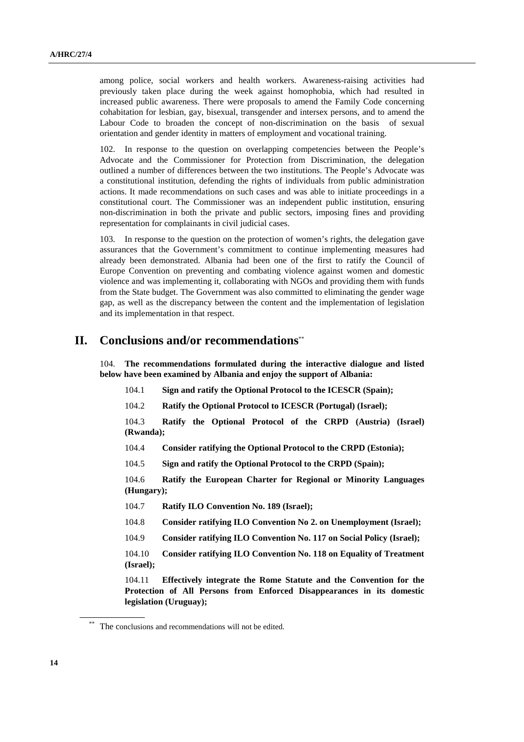among police, social workers and health workers. Awareness-raising activities had previously taken place during the week against homophobia, which had resulted in increased public awareness. There were proposals to amend the Family Code concerning cohabitation for lesbian, gay, bisexual, transgender and intersex persons, and to amend the Labour Code to broaden the concept of non-discrimination on the basis of sexual orientation and gender identity in matters of employment and vocational training.

102. In response to the question on overlapping competencies between the People's Advocate and the Commissioner for Protection from Discrimination, the delegation outlined a number of differences between the two institutions. The People's Advocate was a constitutional institution, defending the rights of individuals from public administration actions. It made recommendations on such cases and was able to initiate proceedings in a constitutional court. The Commissioner was an independent public institution, ensuring non-discrimination in both the private and public sectors, imposing fines and providing representation for complainants in civil judicial cases.

103. In response to the question on the protection of women's rights, the delegation gave assurances that the Government's commitment to continue implementing measures had already been demonstrated. Albania had been one of the first to ratify the Council of Europe Convention on preventing and combating violence against women and domestic violence and was implementing it, collaborating with NGOs and providing them with funds from the State budget. The Government was also committed to eliminating the gender wage gap, as well as the discrepancy between the content and the implementation of legislation and its implementation in that respect.

## II. Conclusions and/or recommendations[**]

104. **The recommendations formulated during the interactive dialogue and listed below have been examined by Albania and enjoy the support of Albania:**

104.1 **Sign and ratify the Optional Protocol to the ICESCR (Spain);**

104.2 **Ratify the Optional Protocol to ICESCR (Portugal) (Israel);**

104.3 **Ratify the Optional Protocol of the CRPD (Austria) (Israel) (Rwanda);**

104.4 **Consider ratifying the Optional Protocol to the CRPD (Estonia);**

104.5 **Sign and ratify the Optional Protocol to the CRPD (Spain);**

104.6 **Ratify the European Charter for Regional or Minority Languages (Hungary);**

104.7 **Ratify ILO Convention No. 189 (Israel);**

104.8 **Consider ratifying ILO Convention No 2. on Unemployment (Israel);**

104.9 **Consider ratifying ILO Convention No. 117 on Social Policy (Israel);**

104.10 **Consider ratifying ILO Convention No. 118 on Equality of Treatment (Israel);**

104.11 **Effectively integrate the Rome Statute and the Convention for the Protection of All Persons from Enforced Disappearances in its domestic legislation (Uruguay);**

[**] The conclusions and recommendations will not be edited.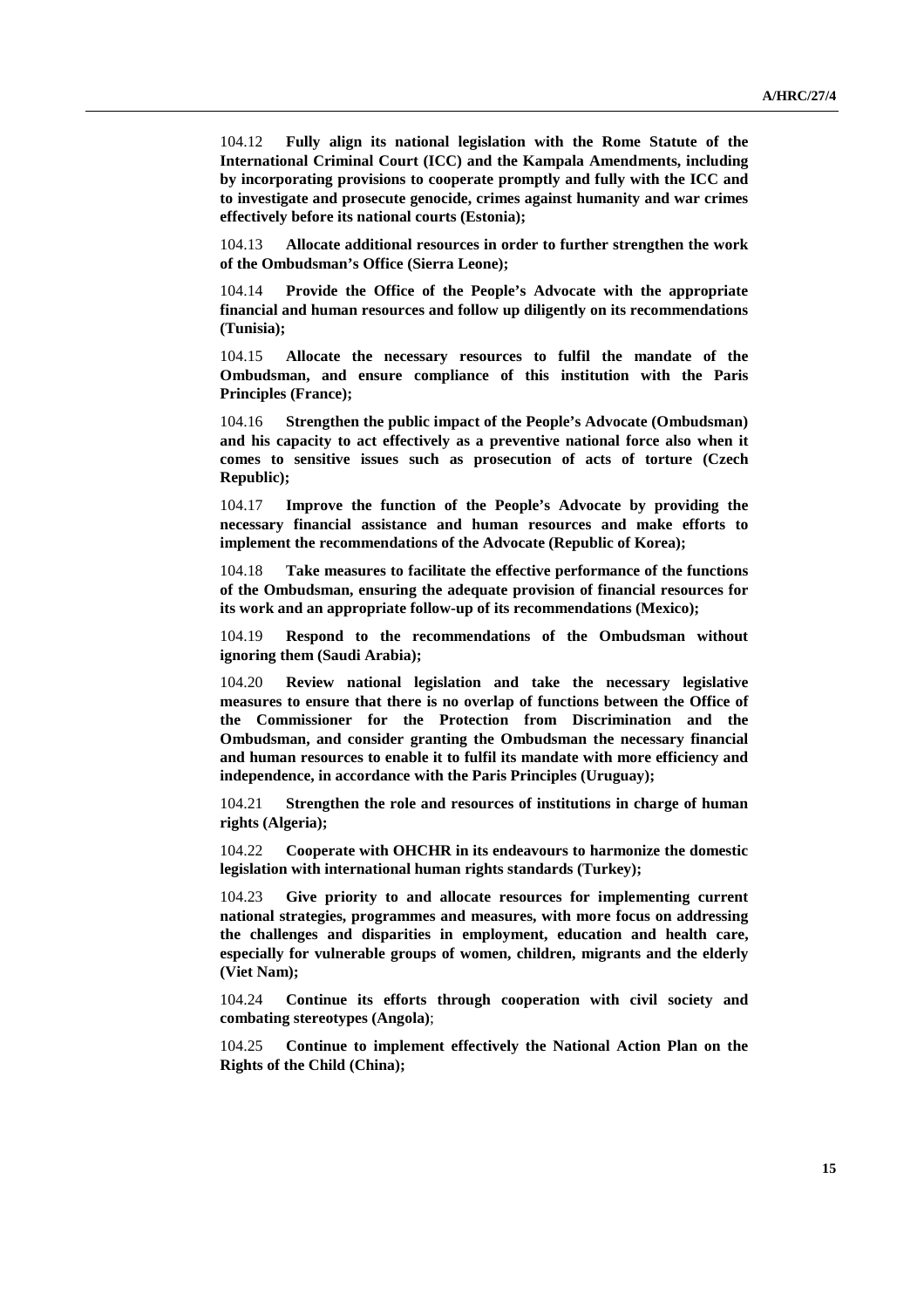104.12 **Fully align its national legislation with the Rome Statute of the International Criminal Court (ICC) and the Kampala Amendments, including by incorporating provisions to cooperate promptly and fully with the ICC and to investigate and prosecute genocide, crimes against humanity and war crimes effectively before its national courts (Estonia);**

104.13 **Allocate additional resources in order to further strengthen the work of the Ombudsman's Office (Sierra Leone);**

104.14 **Provide the Office of the People's Advocate with the appropriate financial and human resources and follow up diligently on its recommendations (Tunisia);**

104.15 **Allocate the necessary resources to fulfil the mandate of the Ombudsman, and ensure compliance of this institution with the Paris Principles (France);**

104.16 **Strengthen the public impact of the People's Advocate (Ombudsman) and his capacity to act effectively as a preventive national force also when it comes to sensitive issues such as prosecution of acts of torture (Czech Republic);**

104.17 **Improve the function of the People's Advocate by providing the necessary financial assistance and human resources and make efforts to implement the recommendations of the Advocate (Republic of Korea);**

104.18 **Take measures to facilitate the effective performance of the functions of the Ombudsman, ensuring the adequate provision of financial resources for its work and an appropriate follow-up of its recommendations (Mexico);**

104.19 **Respond to the recommendations of the Ombudsman without ignoring them (Saudi Arabia);**

104.20 **Review national legislation and take the necessary legislative measures to ensure that there is no overlap of functions between the Office of the Commissioner for the Protection from Discrimination and the Ombudsman, and consider granting the Ombudsman the necessary financial and human resources to enable it to fulfil its mandate with more efficiency and independence, in accordance with the Paris Principles (Uruguay);**

104.21 **Strengthen the role and resources of institutions in charge of human rights (Algeria);**

104.22 **Cooperate with OHCHR in its endeavours to harmonize the domestic legislation with international human rights standards (Turkey);**

104.23 **Give priority to and allocate resources for implementing current national strategies, programmes and measures, with more focus on addressing the challenges and disparities in employment, education and health care, especially for vulnerable groups of women, children, migrants and the elderly (Viet Nam);**

104.24 **Continue its efforts through cooperation with civil society and combating stereotypes (Angola)**;

104.25 **Continue to implement effectively the National Action Plan on the Rights of the Child (China);**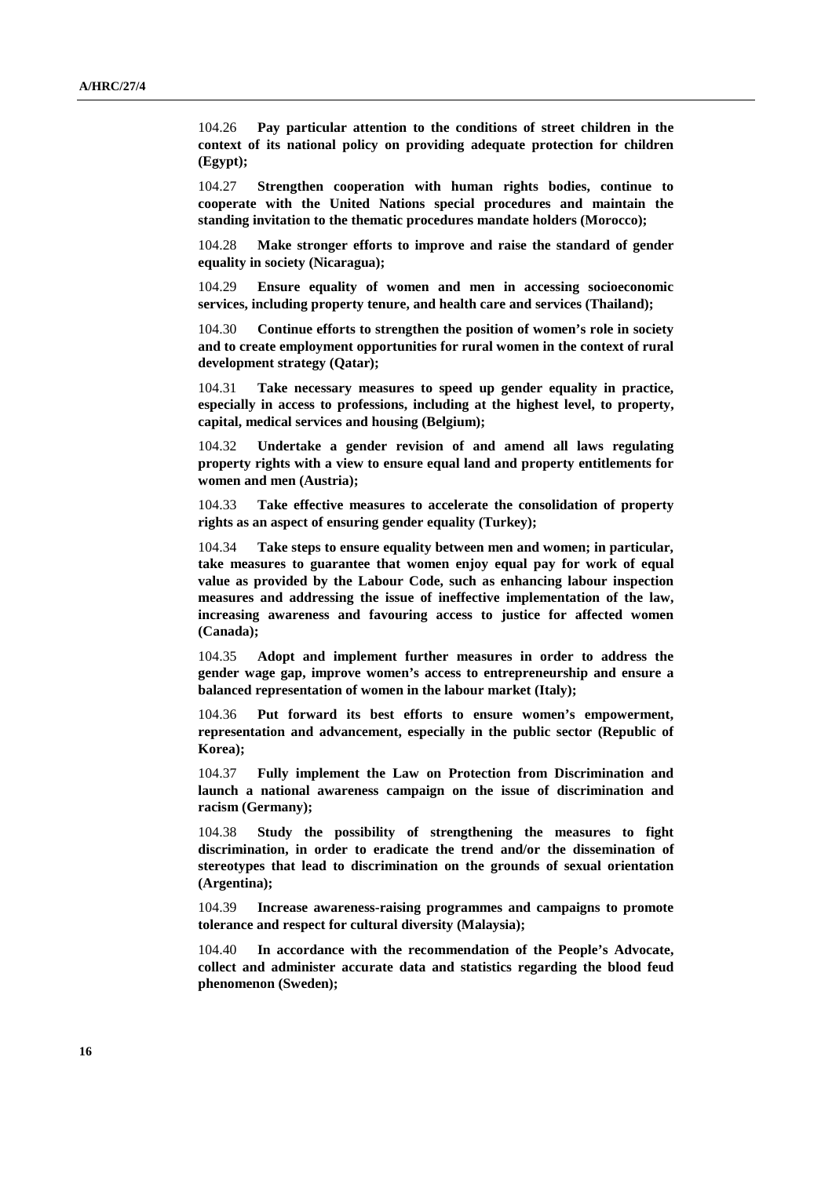104.26 **Pay particular attention to the conditions of street children in the context of its national policy on providing adequate protection for children (Egypt);**

104.27 **Strengthen cooperation with human rights bodies, continue to cooperate with the United Nations special procedures and maintain the standing invitation to the thematic procedures mandate holders (Morocco);**

104.28 **Make stronger efforts to improve and raise the standard of gender equality in society (Nicaragua);**

104.29 **Ensure equality of women and men in accessing socioeconomic services, including property tenure, and health care and services (Thailand);**

104.30 **Continue efforts to strengthen the position of women's role in society and to create employment opportunities for rural women in the context of rural development strategy (Qatar);**

104.31 **Take necessary measures to speed up gender equality in practice, especially in access to professions, including at the highest level, to property, capital, medical services and housing (Belgium);**

104.32 **Undertake a gender revision of and amend all laws regulating property rights with a view to ensure equal land and property entitlements for women and men (Austria);**

104.33 **Take effective measures to accelerate the consolidation of property rights as an aspect of ensuring gender equality (Turkey);**

104.34 **Take steps to ensure equality between men and women; in particular, take measures to guarantee that women enjoy equal pay for work of equal value as provided by the Labour Code, such as enhancing labour inspection measures and addressing the issue of ineffective implementation of the law, increasing awareness and favouring access to justice for affected women (Canada);**

104.35 **Adopt and implement further measures in order to address the gender wage gap, improve women's access to entrepreneurship and ensure a balanced representation of women in the labour market (Italy);**

104.36 **Put forward its best efforts to ensure women's empowerment, representation and advancement, especially in the public sector (Republic of Korea);**

104.37 **Fully implement the Law on Protection from Discrimination and launch a national awareness campaign on the issue of discrimination and racism (Germany);**

104.38 **Study the possibility of strengthening the measures to fight discrimination, in order to eradicate the trend and/or the dissemination of stereotypes that lead to discrimination on the grounds of sexual orientation (Argentina);**

104.39 **Increase awareness-raising programmes and campaigns to promote tolerance and respect for cultural diversity (Malaysia);**

104.40 **In accordance with the recommendation of the People's Advocate, collect and administer accurate data and statistics regarding the blood feud phenomenon (Sweden);**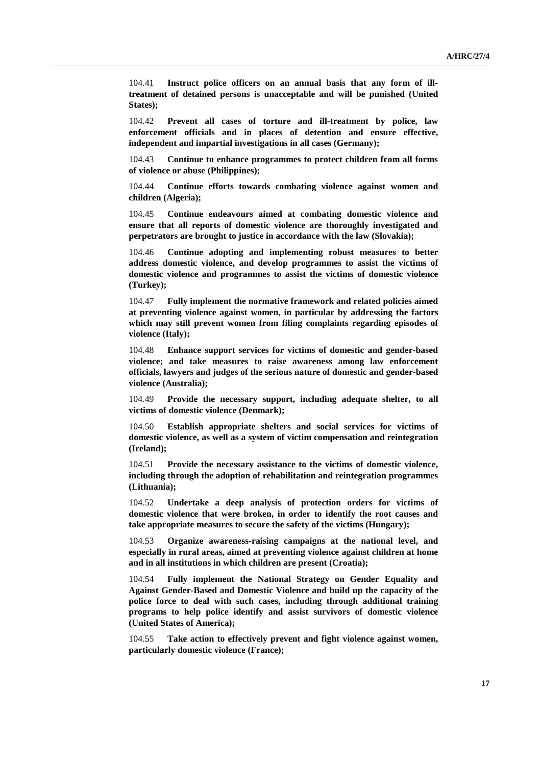104.41 **Instruct police officers on an annual basis that any form of ill-treatment of detained persons is unacceptable and will be punished (United States);**

104.42 **Prevent all cases of torture and ill-treatment by police, law enforcement officials and in places of detention and ensure effective, independent and impartial investigations in all cases (Germany);**

104.43 **Continue to enhance programmes to protect children from all forms of violence or abuse (Philippines);**

104.44 **Continue efforts towards combating violence against women and children (Algeria);**

104.45 **Continue endeavours aimed at combating domestic violence and ensure that all reports of domestic violence are thoroughly investigated and perpetrators are brought to justice in accordance with the law (Slovakia);**

104.46 **Continue adopting and implementing robust measures to better address domestic violence, and develop programmes to assist the victims of domestic violence and programmes to assist the victims of domestic violence (Turkey);**

104.47 **Fully implement the normative framework and related policies aimed at preventing violence against women, in particular by addressing the factors which may still prevent women from filing complaints regarding episodes of violence (Italy);**

104.48 **Enhance support services for victims of domestic and gender-based violence; and take measures to raise awareness among law enforcement officials, lawyers and judges of the serious nature of domestic and gender-based violence (Australia);**

104.49 **Provide the necessary support, including adequate shelter, to all victims of domestic violence (Denmark);**

104.50 **Establish appropriate shelters and social services for victims of domestic violence, as well as a system of victim compensation and reintegration (Ireland);**

104.51 **Provide the necessary assistance to the victims of domestic violence, including through the adoption of rehabilitation and reintegration programmes (Lithuania);**

104.52 **Undertake a deep analysis of protection orders for victims of domestic violence that were broken, in order to identify the root causes and take appropriate measures to secure the safety of the victims (Hungary);**

104.53 **Organize awareness-raising campaigns at the national level, and especially in rural areas, aimed at preventing violence against children at home and in all institutions in which children are present (Croatia);**

104.54 **Fully implement the National Strategy on Gender Equality and Against Gender-Based and Domestic Violence and build up the capacity of the police force to deal with such cases, including through additional training programs to help police identify and assist survivors of domestic violence (United States of America);**

104.55 **Take action to effectively prevent and fight violence against women, particularly domestic violence (France);**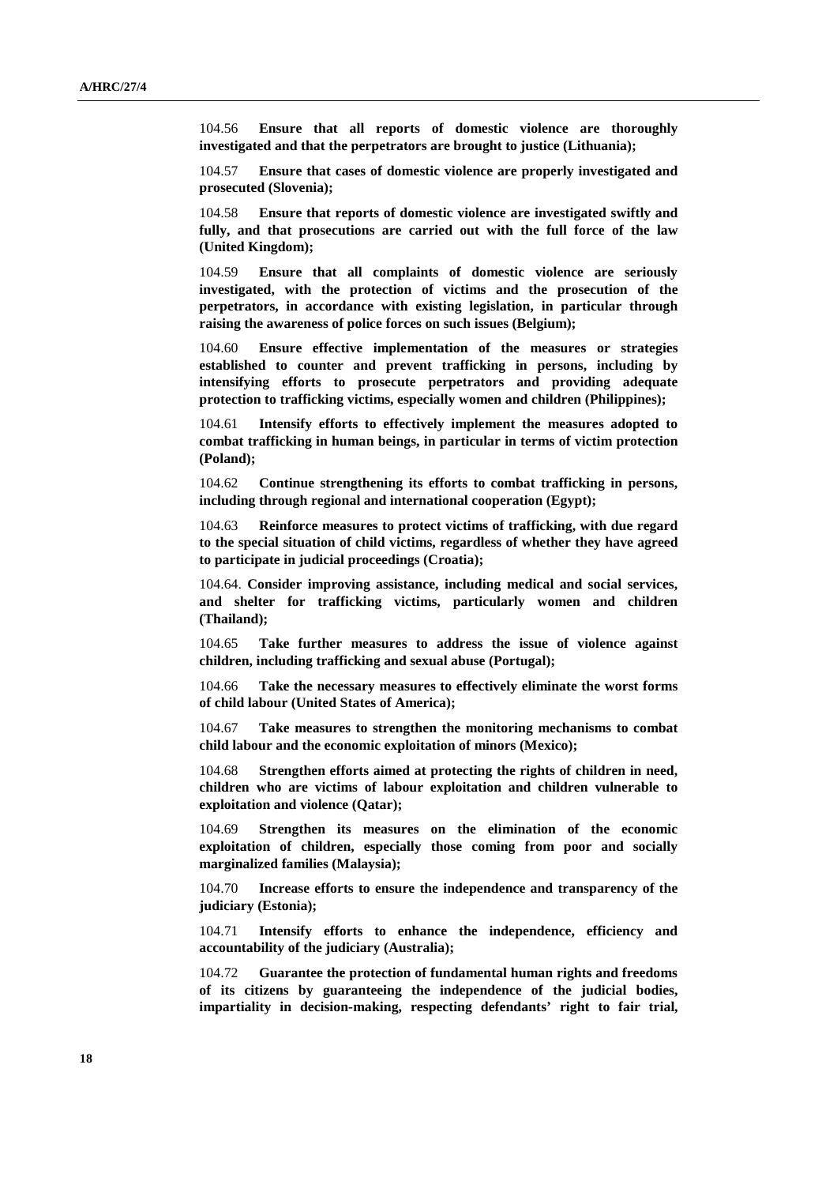104.56 **Ensure that all reports of domestic violence are thoroughly investigated and that the perpetrators are brought to justice (Lithuania);**

104.57 **Ensure that cases of domestic violence are properly investigated and prosecuted (Slovenia);**

104.58 **Ensure that reports of domestic violence are investigated swiftly and fully, and that prosecutions are carried out with the full force of the law (United Kingdom);**

104.59 **Ensure that all complaints of domestic violence are seriously investigated, with the protection of victims and the prosecution of the perpetrators, in accordance with existing legislation, in particular through raising the awareness of police forces on such issues (Belgium);**

104.60 **Ensure effective implementation of the measures or strategies established to counter and prevent trafficking in persons, including by intensifying efforts to prosecute perpetrators and providing adequate protection to trafficking victims, especially women and children (Philippines);**

104.61 **Intensify efforts to effectively implement the measures adopted to combat trafficking in human beings, in particular in terms of victim protection (Poland);**

104.62 **Continue strengthening its efforts to combat trafficking in persons, including through regional and international cooperation (Egypt);**

104.63 **Reinforce measures to protect victims of trafficking, with due regard to the special situation of child victims, regardless of whether they have agreed to participate in judicial proceedings (Croatia);**

104.64. **Consider improving assistance, including medical and social services, and shelter for trafficking victims, particularly women and children (Thailand);**

104.65 **Take further measures to address the issue of violence against children, including trafficking and sexual abuse (Portugal);**

104.66 **Take the necessary measures to effectively eliminate the worst forms of child labour (United States of America);**

104.67 **Take measures to strengthen the monitoring mechanisms to combat child labour and the economic exploitation of minors (Mexico);**

104.68 **Strengthen efforts aimed at protecting the rights of children in need, children who are victims of labour exploitation and children vulnerable to exploitation and violence (Qatar);**

104.69 **Strengthen its measures on the elimination of the economic exploitation of children, especially those coming from poor and socially marginalized families (Malaysia);**

104.70 **Increase efforts to ensure the independence and transparency of the judiciary (Estonia);**

104.71 **Intensify efforts to enhance the independence, efficiency and accountability of the judiciary (Australia);**

104.72 **Guarantee the protection of fundamental human rights and freedoms of its citizens by guaranteeing the independence of the judicial bodies, impartiality in decision-making, respecting defendants' right to fair trial,**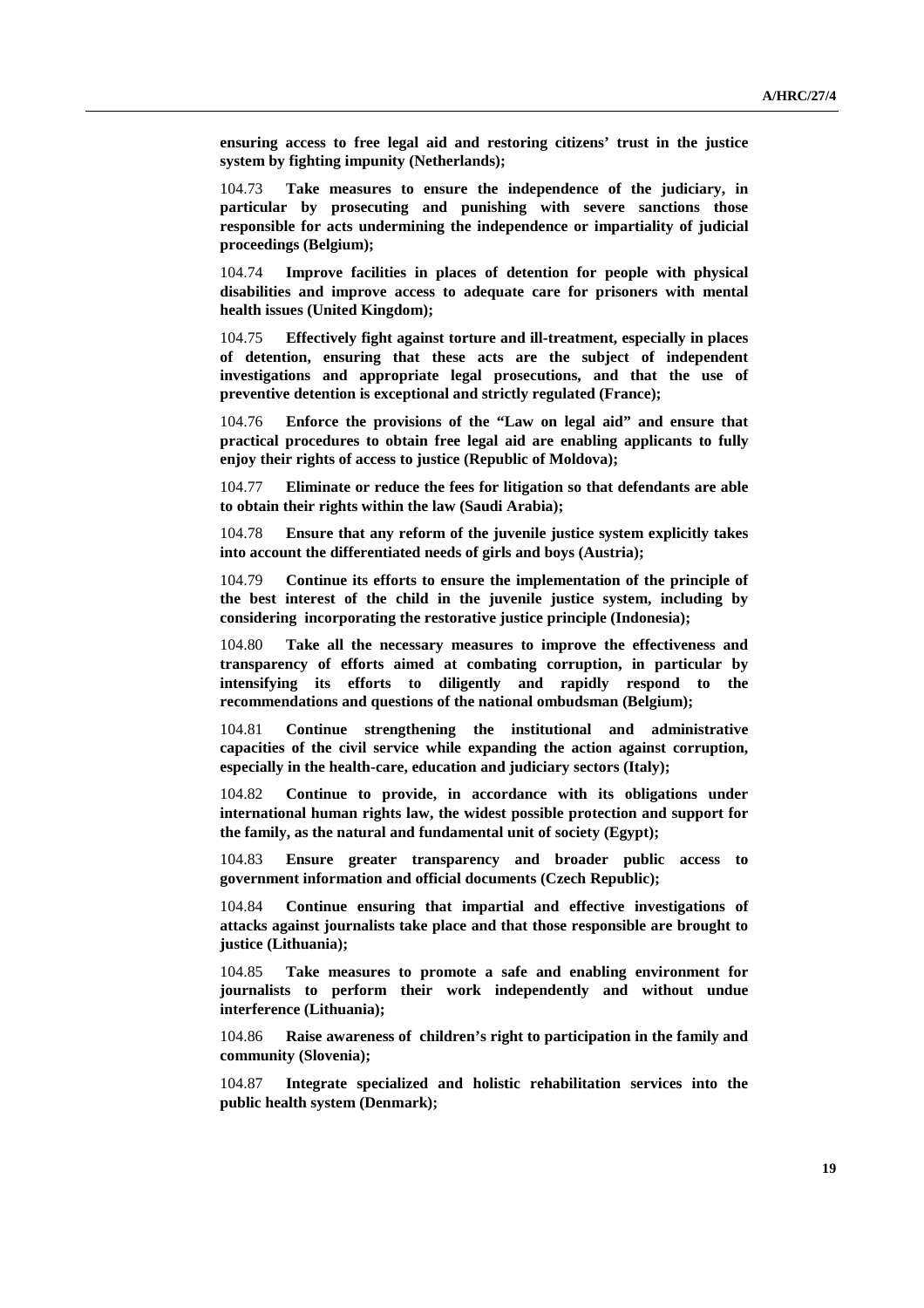**ensuring access to free legal aid and restoring citizens' trust in the justice system by fighting impunity (Netherlands);**

104.73 **Take measures to ensure the independence of the judiciary, in particular by prosecuting and punishing with severe sanctions those responsible for acts undermining the independence or impartiality of judicial proceedings (Belgium);**

104.74 **Improve facilities in places of detention for people with physical disabilities and improve access to adequate care for prisoners with mental health issues (United Kingdom);**

104.75 **Effectively fight against torture and ill-treatment, especially in places of detention, ensuring that these acts are the subject of independent investigations and appropriate legal prosecutions, and that the use of preventive detention is exceptional and strictly regulated (France);**

104.76 **Enforce the provisions of the "Law on legal aid" and ensure that practical procedures to obtain free legal aid are enabling applicants to fully enjoy their rights of access to justice (Republic of Moldova);**

104.77 **Eliminate or reduce the fees for litigation so that defendants are able to obtain their rights within the law (Saudi Arabia);**

104.78 **Ensure that any reform of the juvenile justice system explicitly takes into account the differentiated needs of girls and boys (Austria);**

104.79 **Continue its efforts to ensure the implementation of the principle of the best interest of the child in the juvenile justice system, including by considering incorporating the restorative justice principle (Indonesia);**

104.80 **Take all the necessary measures to improve the effectiveness and transparency of efforts aimed at combating corruption, in particular by intensifying its efforts to diligently and rapidly respond to the recommendations and questions of the national ombudsman (Belgium);**

104.81 **Continue strengthening the institutional and administrative capacities of the civil service while expanding the action against corruption, especially in the health-care, education and judiciary sectors (Italy);**

104.82 **Continue to provide, in accordance with its obligations under international human rights law, the widest possible protection and support for the family, as the natural and fundamental unit of society (Egypt);**

104.83 **Ensure greater transparency and broader public access to government information and official documents (Czech Republic);**

104.84 **Continue ensuring that impartial and effective investigations of attacks against journalists take place and that those responsible are brought to justice (Lithuania);**

104.85 **Take measures to promote a safe and enabling environment for journalists to perform their work independently and without undue interference (Lithuania);**

104.86 **Raise awareness of children's right to participation in the family and community (Slovenia);**

104.87 **Integrate specialized and holistic rehabilitation services into the public health system (Denmark);**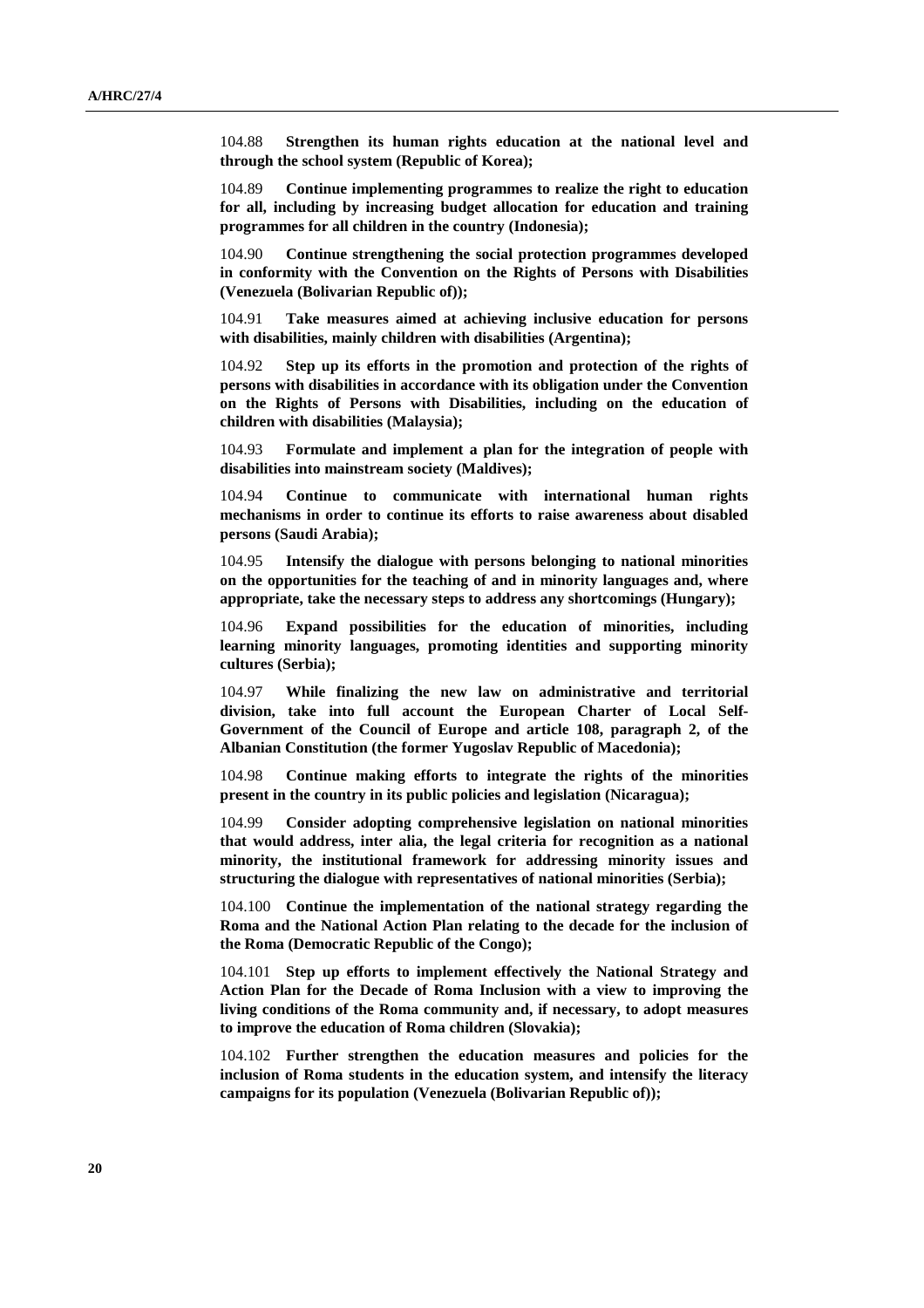104.88 **Strengthen its human rights education at the national level and through the school system (Republic of Korea);**

104.89 **Continue implementing programmes to realize the right to education for all, including by increasing budget allocation for education and training programmes for all children in the country (Indonesia);**

104.90 **Continue strengthening the social protection programmes developed in conformity with the Convention on the Rights of Persons with Disabilities (Venezuela (Bolivarian Republic of));**

104.91 **Take measures aimed at achieving inclusive education for persons with disabilities, mainly children with disabilities (Argentina);**

104.92 **Step up its efforts in the promotion and protection of the rights of persons with disabilities in accordance with its obligation under the Convention on the Rights of Persons with Disabilities, including on the education of children with disabilities (Malaysia);**

104.93 **Formulate and implement a plan for the integration of people with disabilities into mainstream society (Maldives);**

104.94 **Continue to communicate with international human rights mechanisms in order to continue its efforts to raise awareness about disabled persons (Saudi Arabia);**

104.95 **Intensify the dialogue with persons belonging to national minorities on the opportunities for the teaching of and in minority languages and, where appropriate, take the necessary steps to address any shortcomings (Hungary);**

104.96 **Expand possibilities for the education of minorities, including learning minority languages, promoting identities and supporting minority cultures (Serbia);**

104.97 **While finalizing the new law on administrative and territorial division, take into full account the European Charter of Local Self-Government of the Council of Europe and article 108, paragraph 2, of the Albanian Constitution (the former Yugoslav Republic of Macedonia);**

104.98 **Continue making efforts to integrate the rights of the minorities present in the country in its public policies and legislation (Nicaragua);**

104.99 **Consider adopting comprehensive legislation on national minorities that would address, inter alia, the legal criteria for recognition as a national minority, the institutional framework for addressing minority issues and structuring the dialogue with representatives of national minorities (Serbia);**

104.100 **Continue the implementation of the national strategy regarding the Roma and the National Action Plan relating to the decade for the inclusion of the Roma (Democratic Republic of the Congo);**

104.101 **Step up efforts to implement effectively the National Strategy and Action Plan for the Decade of Roma Inclusion with a view to improving the living conditions of the Roma community and, if necessary, to adopt measures to improve the education of Roma children (Slovakia);**

104.102 **Further strengthen the education measures and policies for the inclusion of Roma students in the education system, and intensify the literacy campaigns for its population (Venezuela (Bolivarian Republic of));**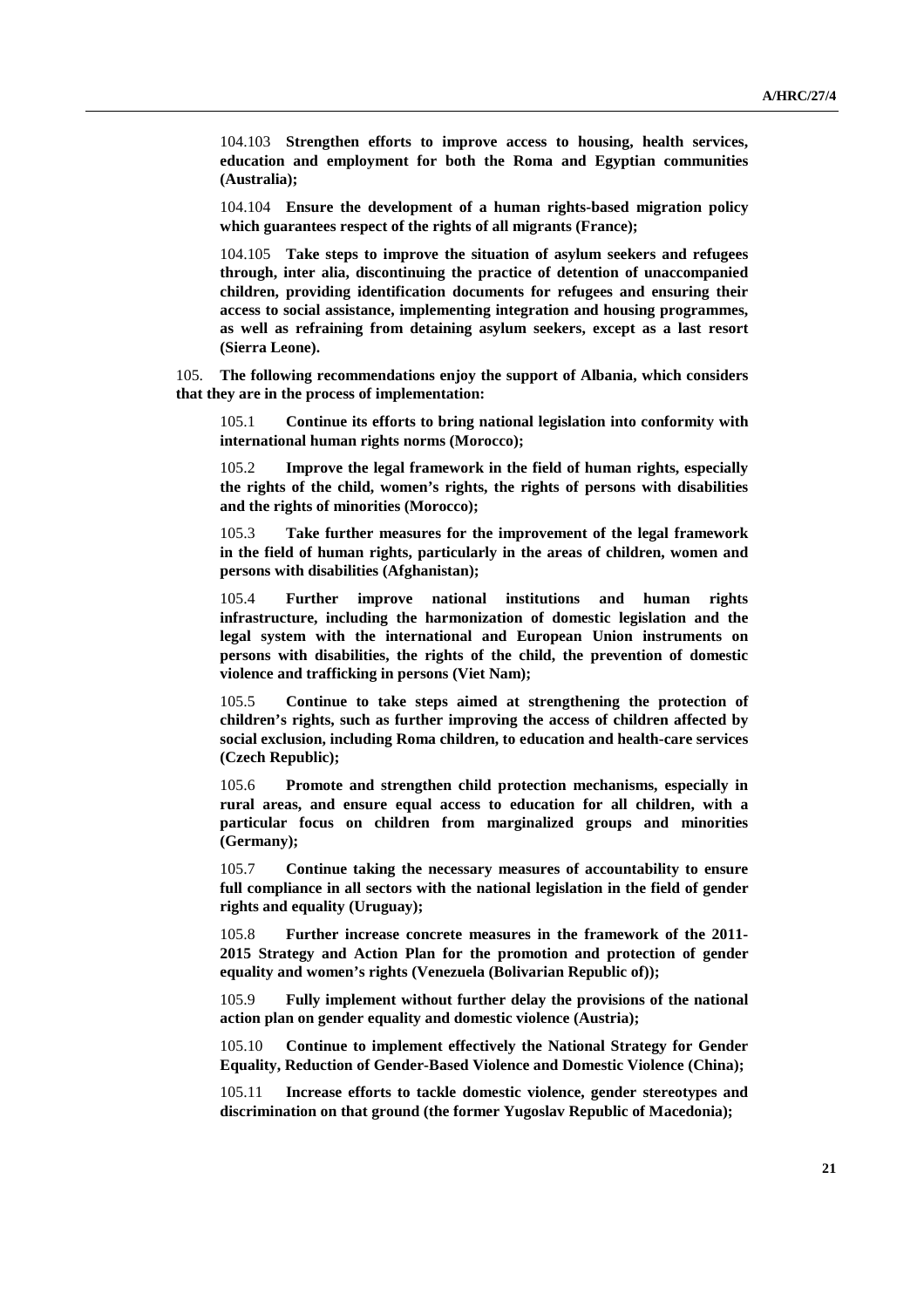104.103 **Strengthen efforts to improve access to housing, health services, education and employment for both the Roma and Egyptian communities (Australia);**

104.104 **Ensure the development of a human rights-based migration policy which guarantees respect of the rights of all migrants (France);**

104.105 **Take steps to improve the situation of asylum seekers and refugees through, inter alia, discontinuing the practice of detention of unaccompanied children, providing identification documents for refugees and ensuring their access to social assistance, implementing integration and housing programmes, as well as refraining from detaining asylum seekers, except as a last resort (Sierra Leone).**

105. **The following recommendations enjoy the support of Albania, which considers that they are in the process of implementation:**

105.1 **Continue its efforts to bring national legislation into conformity with international human rights norms (Morocco);**

105.2 **Improve the legal framework in the field of human rights, especially the rights of the child, women's rights, the rights of persons with disabilities and the rights of minorities (Morocco);**

105.3 **Take further measures for the improvement of the legal framework in the field of human rights, particularly in the areas of children, women and persons with disabilities (Afghanistan);**

105.4 **Further improve national institutions and human rights infrastructure, including the harmonization of domestic legislation and the legal system with the international and European Union instruments on persons with disabilities, the rights of the child, the prevention of domestic violence and trafficking in persons (Viet Nam);**

105.5 **Continue to take steps aimed at strengthening the protection of children's rights, such as further improving the access of children affected by social exclusion, including Roma children, to education and health-care services (Czech Republic);**

105.6 **Promote and strengthen child protection mechanisms, especially in rural areas, and ensure equal access to education for all children, with a particular focus on children from marginalized groups and minorities (Germany);**

105.7 **Continue taking the necessary measures of accountability to ensure full compliance in all sectors with the national legislation in the field of gender rights and equality (Uruguay);**

105.8 **Further increase concrete measures in the framework of the 2011-2015 Strategy and Action Plan for the promotion and protection of gender equality and women's rights (Venezuela (Bolivarian Republic of));**

105.9 **Fully implement without further delay the provisions of the national action plan on gender equality and domestic violence (Austria);**

105.10 **Continue to implement effectively the National Strategy for Gender Equality, Reduction of Gender-Based Violence and Domestic Violence (China);**

105.11 **Increase efforts to tackle domestic violence, gender stereotypes and discrimination on that ground (the former Yugoslav Republic of Macedonia);**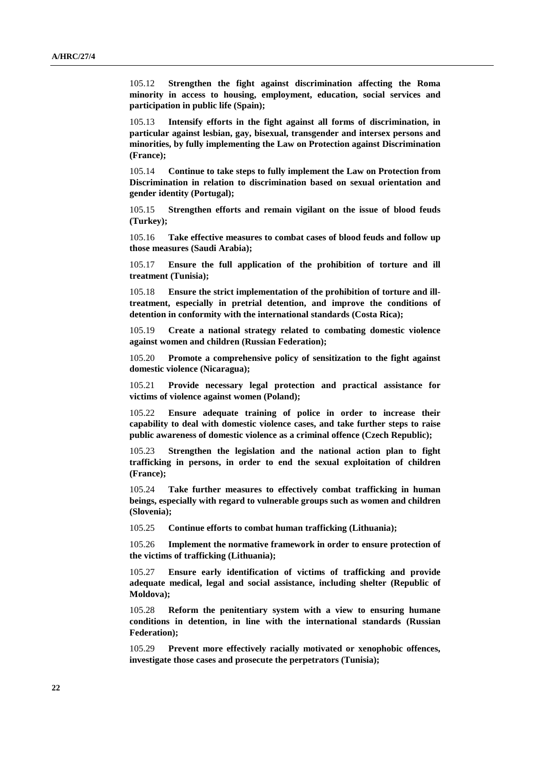105.12 **Strengthen the fight against discrimination affecting the Roma minority in access to housing, employment, education, social services and participation in public life (Spain);**

105.13 **Intensify efforts in the fight against all forms of discrimination, in particular against lesbian, gay, bisexual, transgender and intersex persons and minorities, by fully implementing the Law on Protection against Discrimination (France);**

105.14 **Continue to take steps to fully implement the Law on Protection from Discrimination in relation to discrimination based on sexual orientation and gender identity (Portugal);**

105.15 **Strengthen efforts and remain vigilant on the issue of blood feuds (Turkey);**

105.16 **Take effective measures to combat cases of blood feuds and follow up those measures (Saudi Arabia);**

105.17 **Ensure the full application of the prohibition of torture and ill treatment (Tunisia);**

105.18 **Ensure the strict implementation of the prohibition of torture and ill-treatment, especially in pretrial detention, and improve the conditions of detention in conformity with the international standards (Costa Rica);**

105.19 **Create a national strategy related to combating domestic violence against women and children (Russian Federation);**

105.20 **Promote a comprehensive policy of sensitization to the fight against domestic violence (Nicaragua);**

105.21 **Provide necessary legal protection and practical assistance for victims of violence against women (Poland);**

105.22 **Ensure adequate training of police in order to increase their capability to deal with domestic violence cases, and take further steps to raise public awareness of domestic violence as a criminal offence (Czech Republic);**

105.23 **Strengthen the legislation and the national action plan to fight trafficking in persons, in order to end the sexual exploitation of children (France);**

105.24 **Take further measures to effectively combat trafficking in human beings, especially with regard to vulnerable groups such as women and children (Slovenia);**

105.25 **Continue efforts to combat human trafficking (Lithuania);**

105.26 **Implement the normative framework in order to ensure protection of the victims of trafficking (Lithuania);**

105.27 **Ensure early identification of victims of trafficking and provide adequate medical, legal and social assistance, including shelter (Republic of Moldova);**

105.28 **Reform the penitentiary system with a view to ensuring humane conditions in detention, in line with the international standards (Russian Federation);**

105.29 **Prevent more effectively racially motivated or xenophobic offences, investigate those cases and prosecute the perpetrators (Tunisia);**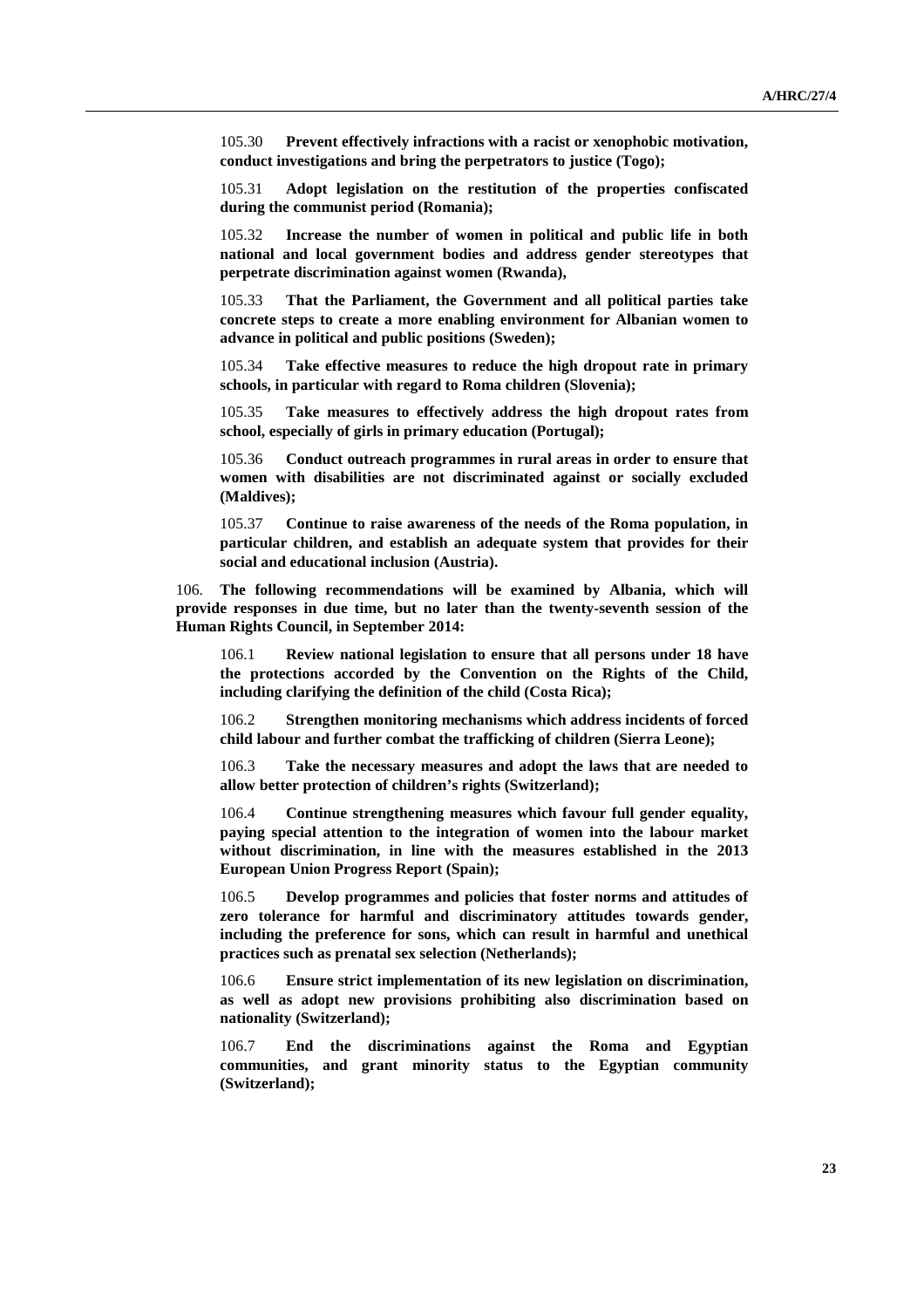105.30 **Prevent effectively infractions with a racist or xenophobic motivation, conduct investigations and bring the perpetrators to justice (Togo);**

105.31 **Adopt legislation on the restitution of the properties confiscated during the communist period (Romania);**

105.32 **Increase the number of women in political and public life in both national and local government bodies and address gender stereotypes that perpetrate discrimination against women (Rwanda),**

105.33 **That the Parliament, the Government and all political parties take concrete steps to create a more enabling environment for Albanian women to advance in political and public positions (Sweden);**

105.34 **Take effective measures to reduce the high dropout rate in primary schools, in particular with regard to Roma children (Slovenia);**

105.35 **Take measures to effectively address the high dropout rates from school, especially of girls in primary education (Portugal);**

105.36 **Conduct outreach programmes in rural areas in order to ensure that women with disabilities are not discriminated against or socially excluded (Maldives);**

105.37 **Continue to raise awareness of the needs of the Roma population, in particular children, and establish an adequate system that provides for their social and educational inclusion (Austria).**

106. **The following recommendations will be examined by Albania, which will provide responses in due time, but no later than the twenty-seventh session of the Human Rights Council, in September 2014:**

106.1 **Review national legislation to ensure that all persons under 18 have the protections accorded by the Convention on the Rights of the Child, including clarifying the definition of the child (Costa Rica);**

106.2 **Strengthen monitoring mechanisms which address incidents of forced child labour and further combat the trafficking of children (Sierra Leone);**

106.3 **Take the necessary measures and adopt the laws that are needed to allow better protection of children's rights (Switzerland);**

106.4 **Continue strengthening measures which favour full gender equality, paying special attention to the integration of women into the labour market without discrimination, in line with the measures established in the 2013 European Union Progress Report (Spain);**

106.5 **Develop programmes and policies that foster norms and attitudes of zero tolerance for harmful and discriminatory attitudes towards gender, including the preference for sons, which can result in harmful and unethical practices such as prenatal sex selection (Netherlands);**

106.6 **Ensure strict implementation of its new legislation on discrimination, as well as adopt new provisions prohibiting also discrimination based on nationality (Switzerland);**

106.7 **End the discriminations against the Roma and Egyptian communities, and grant minority status to the Egyptian community (Switzerland);**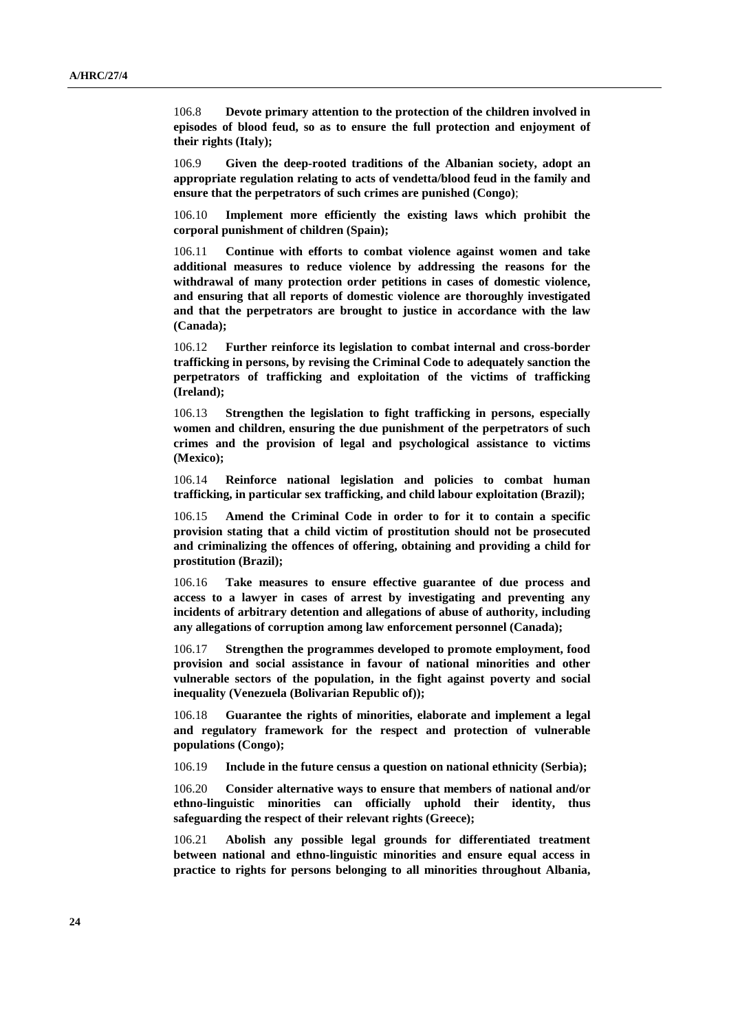106.8 **Devote primary attention to the protection of the children involved in episodes of blood feud, so as to ensure the full protection and enjoyment of their rights (Italy);**

106.9 **Given the deep-rooted traditions of the Albanian society, adopt an appropriate regulation relating to acts of vendetta/blood feud in the family and ensure that the perpetrators of such crimes are punished (Congo)**;

106.10 **Implement more efficiently the existing laws which prohibit the corporal punishment of children (Spain);**

106.11 **Continue with efforts to combat violence against women and take additional measures to reduce violence by addressing the reasons for the withdrawal of many protection order petitions in cases of domestic violence, and ensuring that all reports of domestic violence are thoroughly investigated and that the perpetrators are brought to justice in accordance with the law (Canada);**

106.12 **Further reinforce its legislation to combat internal and cross-border trafficking in persons, by revising the Criminal Code to adequately sanction the perpetrators of trafficking and exploitation of the victims of trafficking (Ireland);**

106.13 **Strengthen the legislation to fight trafficking in persons, especially women and children, ensuring the due punishment of the perpetrators of such crimes and the provision of legal and psychological assistance to victims (Mexico);**

106.14 **Reinforce national legislation and policies to combat human trafficking, in particular sex trafficking, and child labour exploitation (Brazil);**

106.15 **Amend the Criminal Code in order to for it to contain a specific provision stating that a child victim of prostitution should not be prosecuted and criminalizing the offences of offering, obtaining and providing a child for prostitution (Brazil);**

106.16 **Take measures to ensure effective guarantee of due process and access to a lawyer in cases of arrest by investigating and preventing any incidents of arbitrary detention and allegations of abuse of authority, including any allegations of corruption among law enforcement personnel (Canada);**

106.17 **Strengthen the programmes developed to promote employment, food provision and social assistance in favour of national minorities and other vulnerable sectors of the population, in the fight against poverty and social inequality (Venezuela (Bolivarian Republic of));**

106.18 **Guarantee the rights of minorities, elaborate and implement a legal and regulatory framework for the respect and protection of vulnerable populations (Congo);**

106.19 **Include in the future census a question on national ethnicity (Serbia);**

106.20 **Consider alternative ways to ensure that members of national and/or ethno-linguistic minorities can officially uphold their identity, thus safeguarding the respect of their relevant rights (Greece);**

106.21 **Abolish any possible legal grounds for differentiated treatment between national and ethno-linguistic minorities and ensure equal access in practice to rights for persons belonging to all minorities throughout Albania,**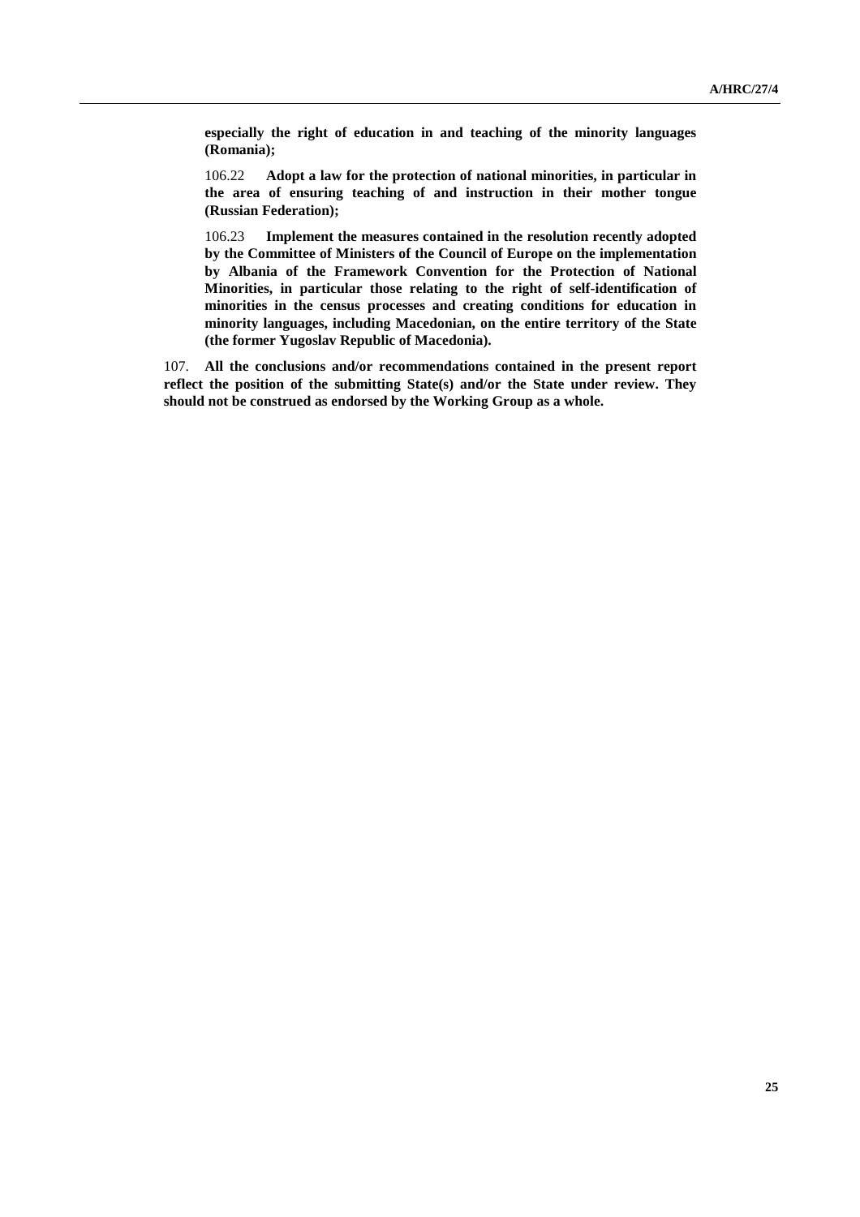**especially the right of education in and teaching of the minority languages (Romania);**

106.22 **Adopt a law for the protection of national minorities, in particular in the area of ensuring teaching of and instruction in their mother tongue (Russian Federation);**

106.23 **Implement the measures contained in the resolution recently adopted by the Committee of Ministers of the Council of Europe on the implementation by Albania of the Framework Convention for the Protection of National Minorities, in particular those relating to the right of self-identification of minorities in the census processes and creating conditions for education in minority languages, including Macedonian, on the entire territory of the State (the former Yugoslav Republic of Macedonia).**

107. **All the conclusions and/or recommendations contained in the present report reflect the position of the submitting State(s) and/or the State under review. They should not be construed as endorsed by the Working Group as a whole.**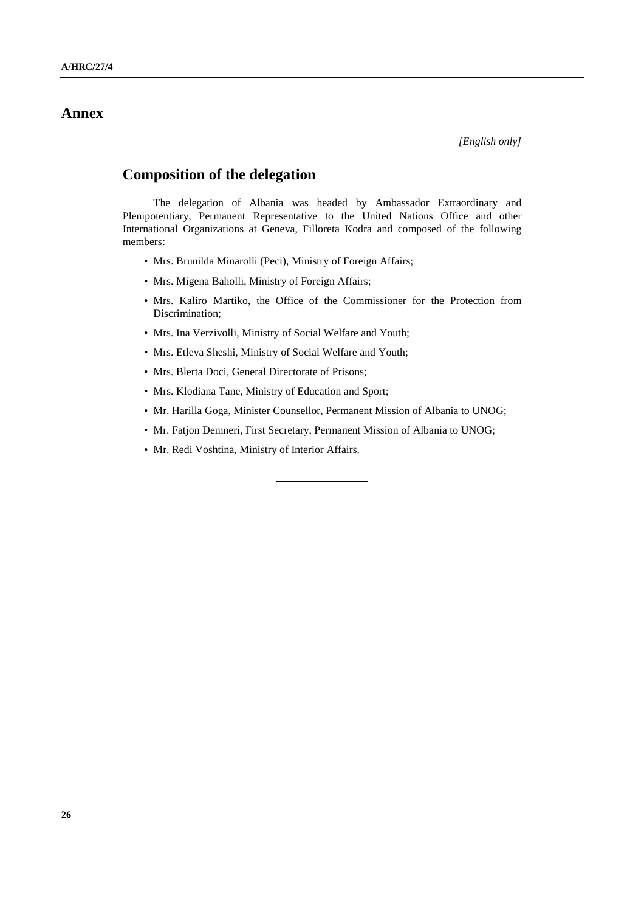# Annex

*[English only]*

## Composition of the delegation

The delegation of Albania was headed by Ambassador Extraordinary and Plenipotentiary, Permanent Representative to the United Nations Office and other International Organizations at Geneva, Filloreta Kodra and composed of the following members:

- Mrs. Brunilda Minarolli (Peci), Ministry of Foreign Affairs;
- Mrs. Migena Baholli, Ministry of Foreign Affairs;
- Mrs. Kaliro Martiko, the Office of the Commissioner for the Protection from Discrimination;
- Mrs. Ina Verzivolli, Ministry of Social Welfare and Youth;
- Mrs. Etleva Sheshi, Ministry of Social Welfare and Youth;
- Mrs. Blerta Doci, General Directorate of Prisons;
- Mrs. Klodiana Tane, Ministry of Education and Sport;
- Mr. Harilla Goga, Minister Counsellor, Permanent Mission of Albania to UNOG;
- Mr. Fatjon Demneri, First Secretary, Permanent Mission of Albania to UNOG;
- Mr. Redi Voshtina, Ministry of Interior Affairs.